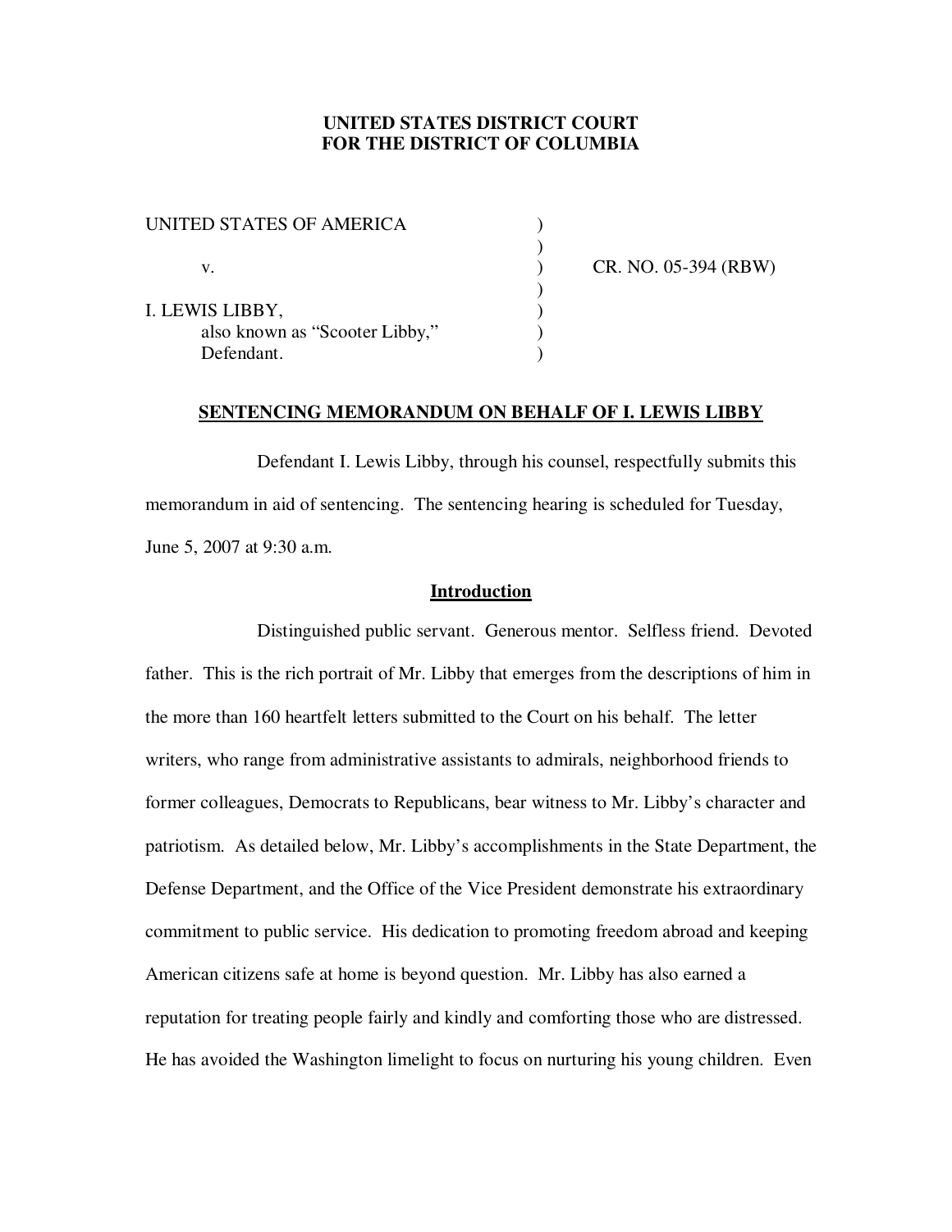**UNITED STATES DISTRICT COURT**
**FOR THE DISTRICT OF COLUMBIA**

UNITED STATES OF AMERICA )
)
v. ) CR. NO. 05-394 (RBW)
)
I. LEWIS LIBBY, )
also known as "Scooter Libby," )
Defendant. )

**SENTENCING MEMORANDUM ON BEHALF OF I. LEWIS LIBBY**

Defendant I. Lewis Libby, through his counsel, respectfully submits this memorandum in aid of sentencing. The sentencing hearing is scheduled for Tuesday, June 5, 2007 at 9:30 a.m.

**Introduction**

Distinguished public servant. Generous mentor. Selfless friend. Devoted father. This is the rich portrait of Mr. Libby that emerges from the descriptions of him in the more than 160 heartfelt letters submitted to the Court on his behalf. The letter writers, who range from administrative assistants to admirals, neighborhood friends to former colleagues, Democrats to Republicans, bear witness to Mr. Libby's character and patriotism. As detailed below, Mr. Libby's accomplishments in the State Department, the Defense Department, and the Office of the Vice President demonstrate his extraordinary commitment to public service. His dedication to promoting freedom abroad and keeping American citizens safe at home is beyond question. Mr. Libby has also earned a reputation for treating people fairly and kindly and comforting those who are distressed. He has avoided the Washington limelight to focus on nurturing his young children. Even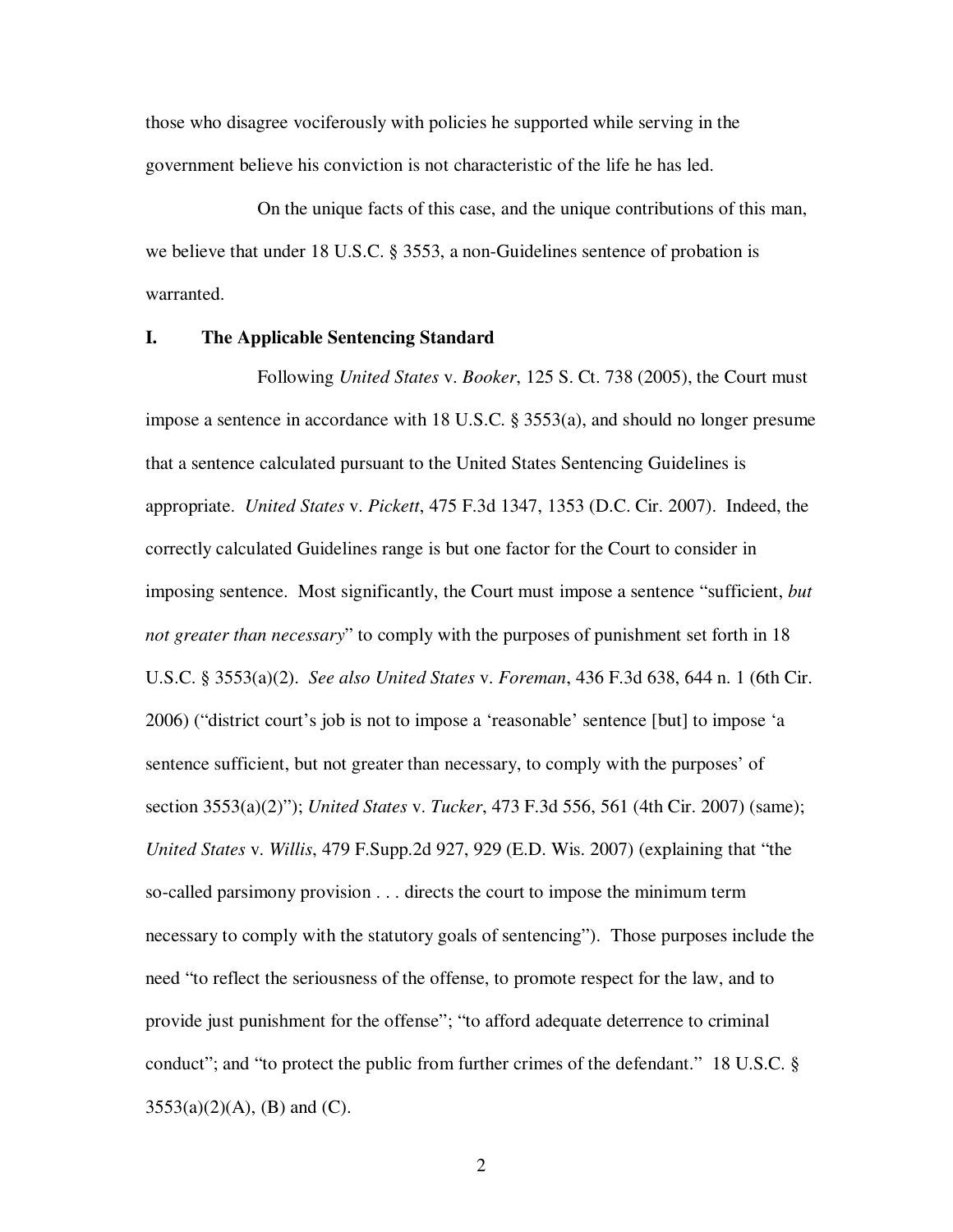those who disagree vociferously with policies he supported while serving in the government believe his conviction is not characteristic of the life he has led.

On the unique facts of this case, and the unique contributions of this man, we believe that under 18 U.S.C. § 3553, a non-Guidelines sentence of probation is warranted.

## I. The Applicable Sentencing Standard

Following *United States* v. *Booker*, 125 S. Ct. 738 (2005), the Court must impose a sentence in accordance with 18 U.S.C. § 3553(a), and should no longer presume that a sentence calculated pursuant to the United States Sentencing Guidelines is appropriate. *United States* v. *Pickett*, 475 F.3d 1347, 1353 (D.C. Cir. 2007). Indeed, the correctly calculated Guidelines range is but one factor for the Court to consider in imposing sentence. Most significantly, the Court must impose a sentence "sufficient, *but not greater than necessary*" to comply with the purposes of punishment set forth in 18 U.S.C. § 3553(a)(2). *See also United States* v. *Foreman*, 436 F.3d 638, 644 n. 1 (6th Cir. 2006) ("district court's job is not to impose a 'reasonable' sentence [but] to impose 'a sentence sufficient, but not greater than necessary, to comply with the purposes' of section 3553(a)(2)"); *United States* v. *Tucker*, 473 F.3d 556, 561 (4th Cir. 2007) (same); *United States* v. *Willis*, 479 F.Supp.2d 927, 929 (E.D. Wis. 2007) (explaining that "the so-called parsimony provision . . . directs the court to impose the minimum term necessary to comply with the statutory goals of sentencing"). Those purposes include the need "to reflect the seriousness of the offense, to promote respect for the law, and to provide just punishment for the offense"; "to afford adequate deterrence to criminal conduct"; and "to protect the public from further crimes of the defendant." 18 U.S.C. § 3553(a)(2)(A), (B) and (C).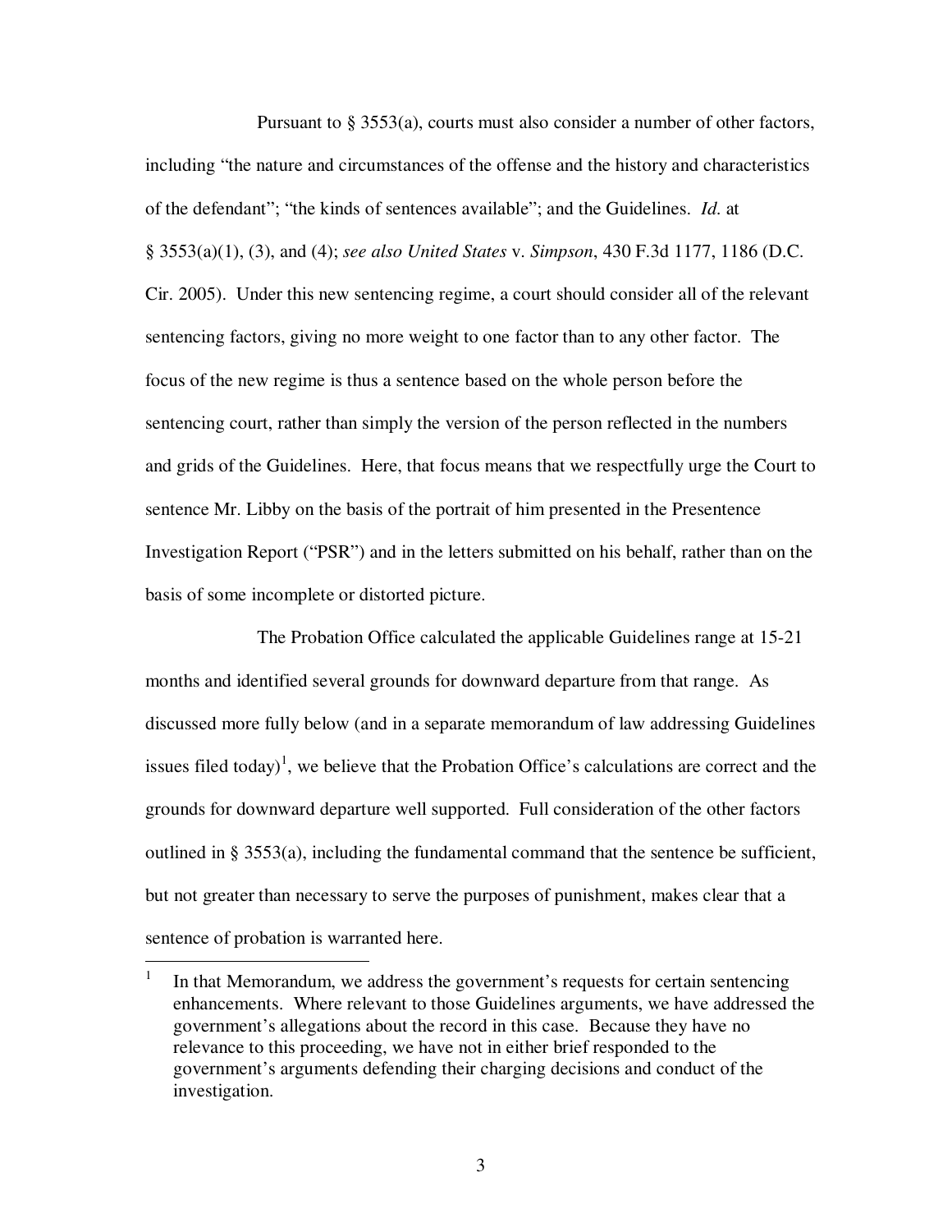Pursuant to § 3553(a), courts must also consider a number of other factors, including "the nature and circumstances of the offense and the history and characteristics of the defendant"; "the kinds of sentences available"; and the Guidelines. *Id.* at § 3553(a)(1), (3), and (4); *see also United States* v. *Simpson*, 430 F.3d 1177, 1186 (D.C. Cir. 2005). Under this new sentencing regime, a court should consider all of the relevant sentencing factors, giving no more weight to one factor than to any other factor. The focus of the new regime is thus a sentence based on the whole person before the sentencing court, rather than simply the version of the person reflected in the numbers and grids of the Guidelines. Here, that focus means that we respectfully urge the Court to sentence Mr. Libby on the basis of the portrait of him presented in the Presentence Investigation Report ("PSR") and in the letters submitted on his behalf, rather than on the basis of some incomplete or distorted picture.

The Probation Office calculated the applicable Guidelines range at 15-21 months and identified several grounds for downward departure from that range. As discussed more fully below (and in a separate memorandum of law addressing Guidelines issues filed today)[1], we believe that the Probation Office's calculations are correct and the grounds for downward departure well supported. Full consideration of the other factors outlined in § 3553(a), including the fundamental command that the sentence be sufficient, but not greater than necessary to serve the purposes of punishment, makes clear that a sentence of probation is warranted here.

---

[1] In that Memorandum, we address the government's requests for certain sentencing enhancements. Where relevant to those Guidelines arguments, we have addressed the government's allegations about the record in this case. Because they have no relevance to this proceeding, we have not in either brief responded to the government's arguments defending their charging decisions and conduct of the investigation.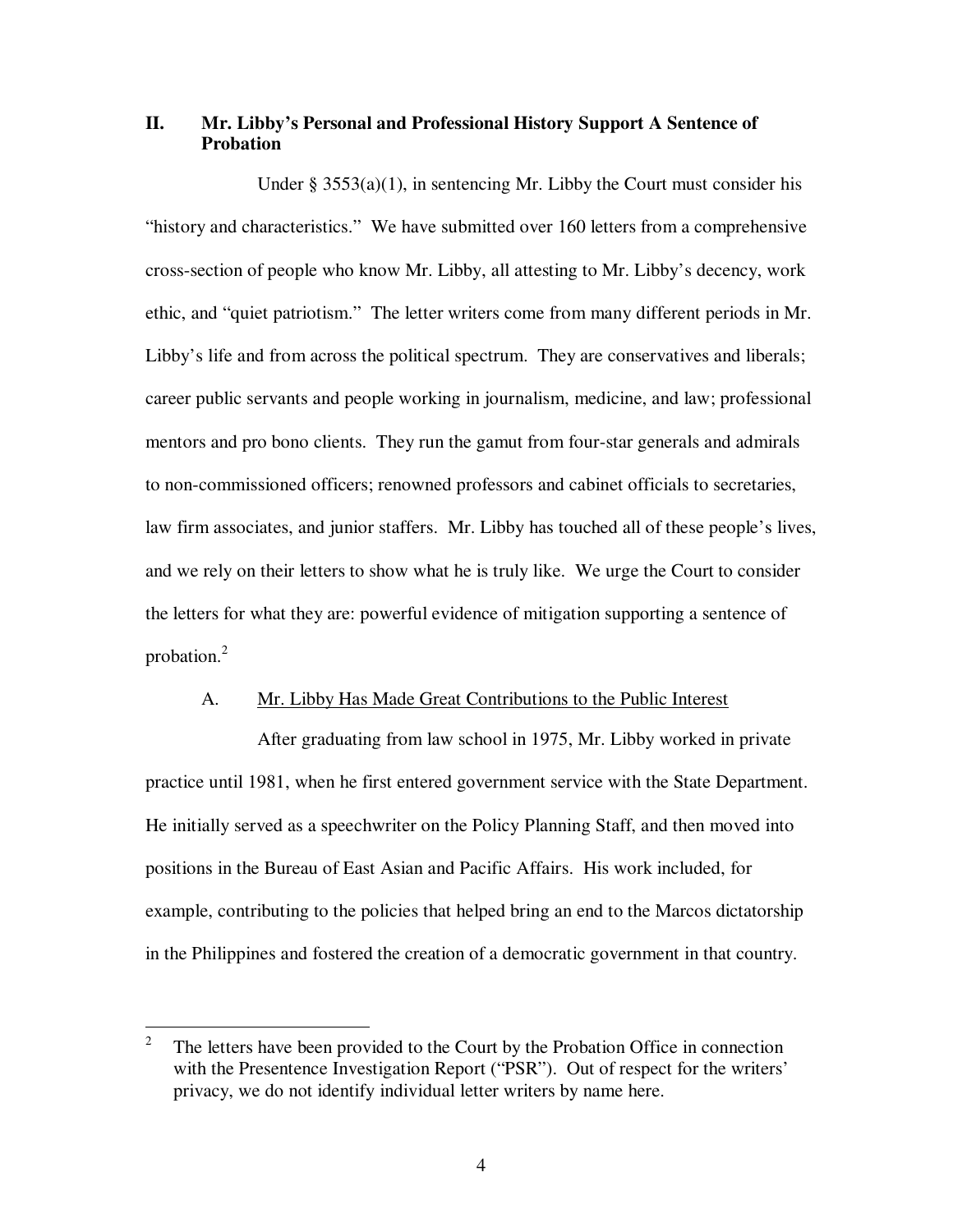## II. Mr. Libby's Personal and Professional History Support A Sentence of Probation

Under § 3553(a)(1), in sentencing Mr. Libby the Court must consider his "history and characteristics." We have submitted over 160 letters from a comprehensive cross-section of people who know Mr. Libby, all attesting to Mr. Libby's decency, work ethic, and "quiet patriotism." The letter writers come from many different periods in Mr. Libby's life and from across the political spectrum. They are conservatives and liberals; career public servants and people working in journalism, medicine, and law; professional mentors and pro bono clients. They run the gamut from four-star generals and admirals to non-commissioned officers; renowned professors and cabinet officials to secretaries, law firm associates, and junior staffers. Mr. Libby has touched all of these people's lives, and we rely on their letters to show what he is truly like. We urge the Court to consider the letters for what they are: powerful evidence of mitigation supporting a sentence of probation.[2]

### A. Mr. Libby Has Made Great Contributions to the Public Interest

After graduating from law school in 1975, Mr. Libby worked in private practice until 1981, when he first entered government service with the State Department. He initially served as a speechwriter on the Policy Planning Staff, and then moved into positions in the Bureau of East Asian and Pacific Affairs. His work included, for example, contributing to the policies that helped bring an end to the Marcos dictatorship in the Philippines and fostered the creation of a democratic government in that country.

[2] The letters have been provided to the Court by the Probation Office in connection with the Presentence Investigation Report ("PSR"). Out of respect for the writers' privacy, we do not identify individual letter writers by name here.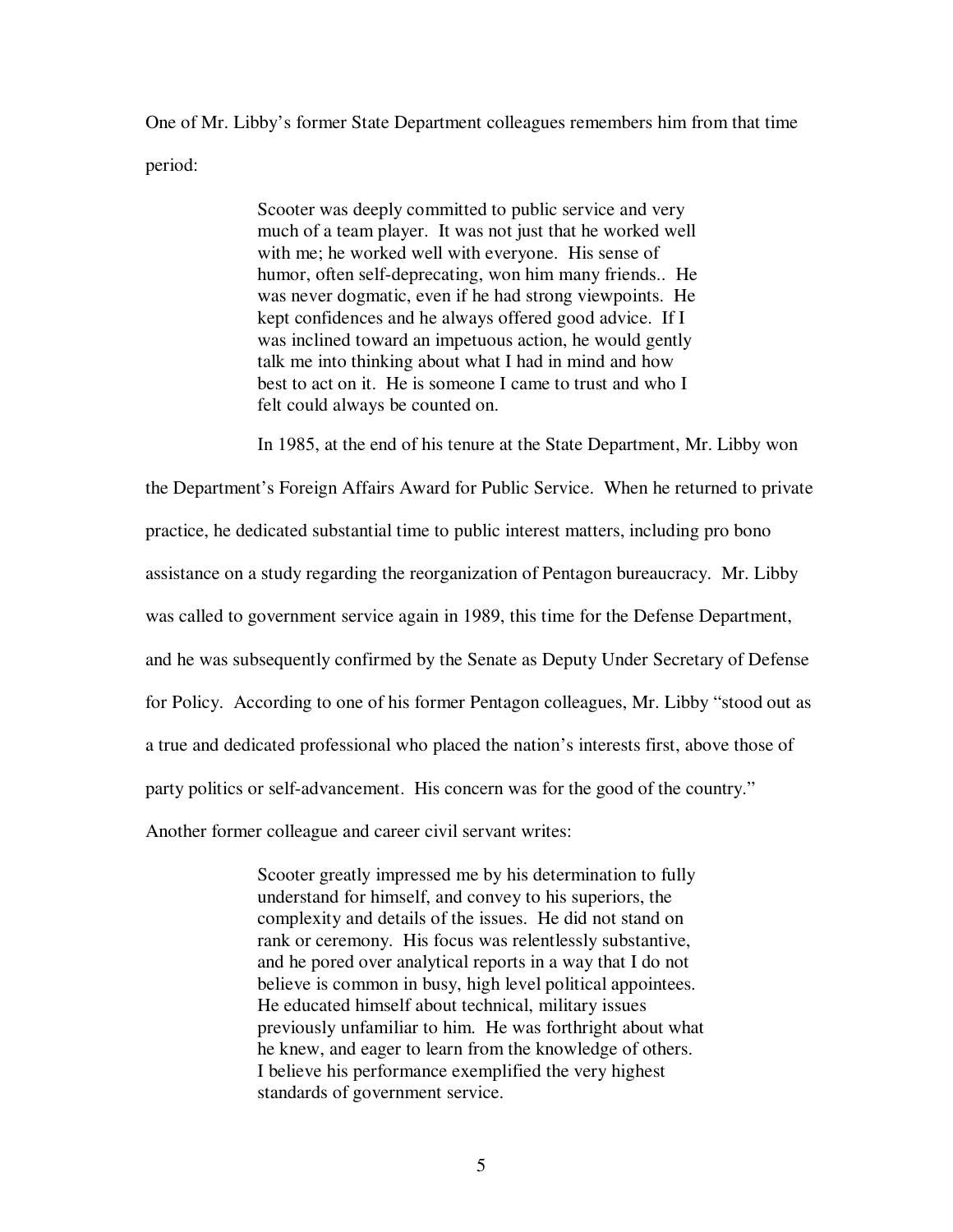One of Mr. Libby's former State Department colleagues remembers him from that time period:

> Scooter was deeply committed to public service and very much of a team player. It was not just that he worked well with me; he worked well with everyone. His sense of humor, often self-deprecating, won him many friends.. He was never dogmatic, even if he had strong viewpoints. He kept confidences and he always offered good advice. If I was inclined toward an impetuous action, he would gently talk me into thinking about what I had in mind and how best to act on it. He is someone I came to trust and who I felt could always be counted on.

In 1985, at the end of his tenure at the State Department, Mr. Libby won the Department's Foreign Affairs Award for Public Service. When he returned to private practice, he dedicated substantial time to public interest matters, including pro bono assistance on a study regarding the reorganization of Pentagon bureaucracy. Mr. Libby was called to government service again in 1989, this time for the Defense Department, and he was subsequently confirmed by the Senate as Deputy Under Secretary of Defense for Policy. According to one of his former Pentagon colleagues, Mr. Libby "stood out as a true and dedicated professional who placed the nation's interests first, above those of party politics or self-advancement. His concern was for the good of the country." Another former colleague and career civil servant writes:

> Scooter greatly impressed me by his determination to fully understand for himself, and convey to his superiors, the complexity and details of the issues. He did not stand on rank or ceremony. His focus was relentlessly substantive, and he pored over analytical reports in a way that I do not believe is common in busy, high level political appointees. He educated himself about technical, military issues previously unfamiliar to him. He was forthright about what he knew, and eager to learn from the knowledge of others. I believe his performance exemplified the very highest standards of government service.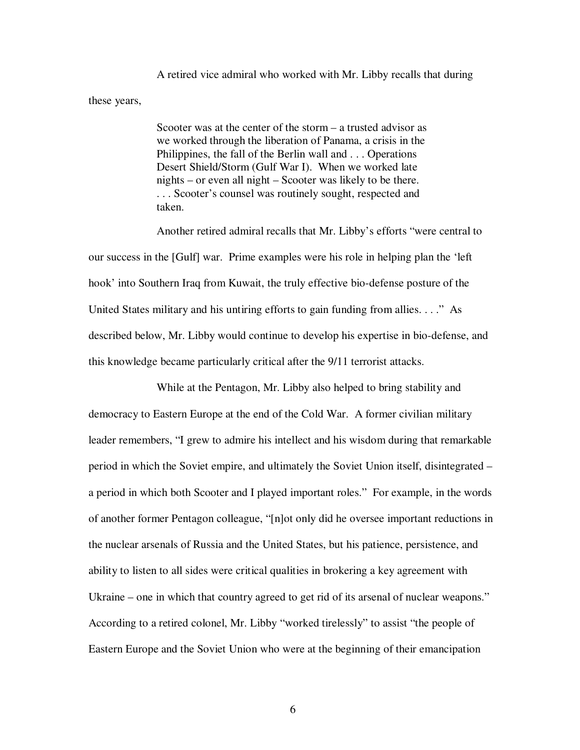A retired vice admiral who worked with Mr. Libby recalls that during these years,

> Scooter was at the center of the storm – a trusted advisor as we worked through the liberation of Panama, a crisis in the Philippines, the fall of the Berlin wall and . . . Operations Desert Shield/Storm (Gulf War I). When we worked late nights – or even all night – Scooter was likely to be there. . . . Scooter's counsel was routinely sought, respected and taken.

Another retired admiral recalls that Mr. Libby's efforts "were central to our success in the [Gulf] war. Prime examples were his role in helping plan the 'left hook' into Southern Iraq from Kuwait, the truly effective bio-defense posture of the United States military and his untiring efforts to gain funding from allies. . . ." As described below, Mr. Libby would continue to develop his expertise in bio-defense, and this knowledge became particularly critical after the 9/11 terrorist attacks.

While at the Pentagon, Mr. Libby also helped to bring stability and democracy to Eastern Europe at the end of the Cold War. A former civilian military leader remembers, "I grew to admire his intellect and his wisdom during that remarkable period in which the Soviet empire, and ultimately the Soviet Union itself, disintegrated – a period in which both Scooter and I played important roles." For example, in the words of another former Pentagon colleague, "[n]ot only did he oversee important reductions in the nuclear arsenals of Russia and the United States, but his patience, persistence, and ability to listen to all sides were critical qualities in brokering a key agreement with Ukraine – one in which that country agreed to get rid of its arsenal of nuclear weapons." According to a retired colonel, Mr. Libby "worked tirelessly" to assist "the people of Eastern Europe and the Soviet Union who were at the beginning of their emancipation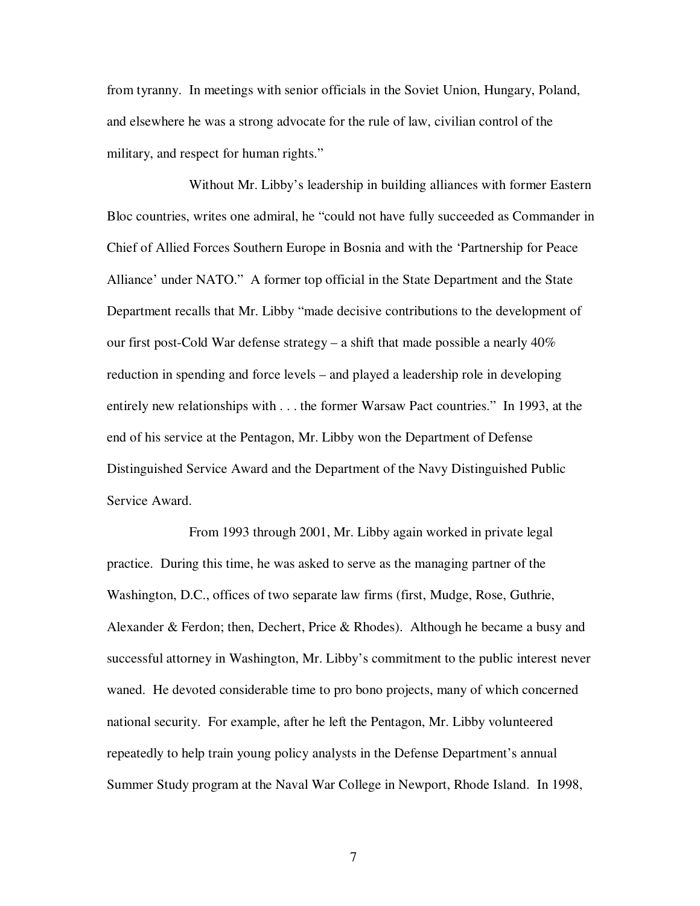from tyranny. In meetings with senior officials in the Soviet Union, Hungary, Poland, and elsewhere he was a strong advocate for the rule of law, civilian control of the military, and respect for human rights."

Without Mr. Libby's leadership in building alliances with former Eastern Bloc countries, writes one admiral, he "could not have fully succeeded as Commander in Chief of Allied Forces Southern Europe in Bosnia and with the 'Partnership for Peace Alliance' under NATO." A former top official in the State Department and the State Department recalls that Mr. Libby "made decisive contributions to the development of our first post-Cold War defense strategy – a shift that made possible a nearly 40% reduction in spending and force levels – and played a leadership role in developing entirely new relationships with . . . the former Warsaw Pact countries." In 1993, at the end of his service at the Pentagon, Mr. Libby won the Department of Defense Distinguished Service Award and the Department of the Navy Distinguished Public Service Award.

From 1993 through 2001, Mr. Libby again worked in private legal practice. During this time, he was asked to serve as the managing partner of the Washington, D.C., offices of two separate law firms (first, Mudge, Rose, Guthrie, Alexander & Ferdon; then, Dechert, Price & Rhodes). Although he became a busy and successful attorney in Washington, Mr. Libby's commitment to the public interest never waned. He devoted considerable time to pro bono projects, many of which concerned national security. For example, after he left the Pentagon, Mr. Libby volunteered repeatedly to help train young policy analysts in the Defense Department's annual Summer Study program at the Naval War College in Newport, Rhode Island. In 1998,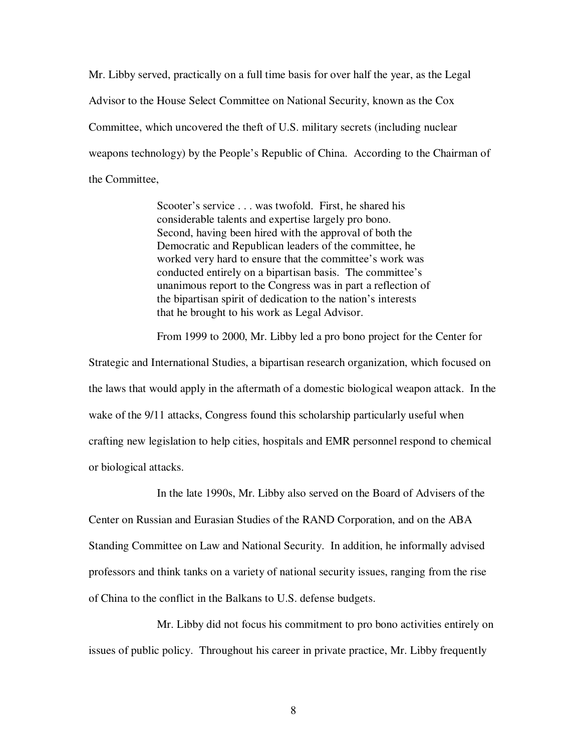Mr. Libby served, practically on a full time basis for over half the year, as the Legal Advisor to the House Select Committee on National Security, known as the Cox Committee, which uncovered the theft of U.S. military secrets (including nuclear weapons technology) by the People's Republic of China. According to the Chairman of the Committee,

> Scooter's service . . . was twofold. First, he shared his considerable talents and expertise largely pro bono. Second, having been hired with the approval of both the Democratic and Republican leaders of the committee, he worked very hard to ensure that the committee's work was conducted entirely on a bipartisan basis. The committee's unanimous report to the Congress was in part a reflection of the bipartisan spirit of dedication to the nation's interests that he brought to his work as Legal Advisor.

From 1999 to 2000, Mr. Libby led a pro bono project for the Center for Strategic and International Studies, a bipartisan research organization, which focused on the laws that would apply in the aftermath of a domestic biological weapon attack. In the wake of the 9/11 attacks, Congress found this scholarship particularly useful when crafting new legislation to help cities, hospitals and EMR personnel respond to chemical or biological attacks.

In the late 1990s, Mr. Libby also served on the Board of Advisers of the Center on Russian and Eurasian Studies of the RAND Corporation, and on the ABA Standing Committee on Law and National Security. In addition, he informally advised professors and think tanks on a variety of national security issues, ranging from the rise of China to the conflict in the Balkans to U.S. defense budgets.

Mr. Libby did not focus his commitment to pro bono activities entirely on issues of public policy. Throughout his career in private practice, Mr. Libby frequently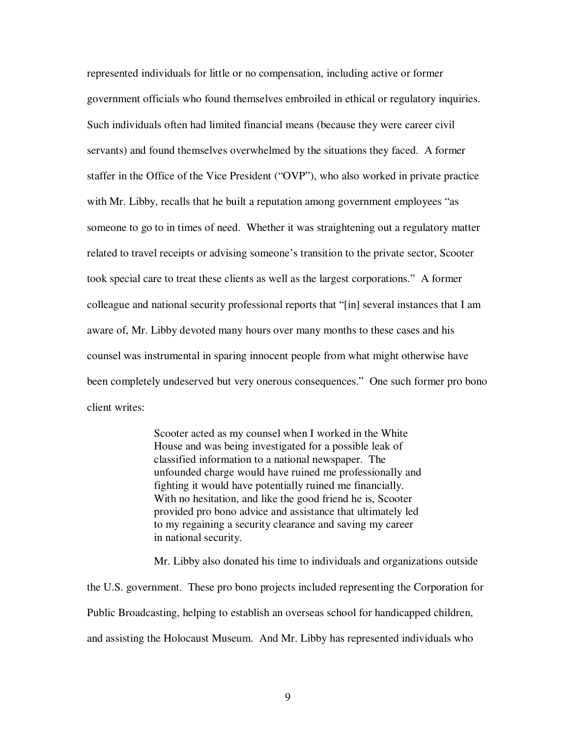represented individuals for little or no compensation, including active or former government officials who found themselves embroiled in ethical or regulatory inquiries. Such individuals often had limited financial means (because they were career civil servants) and found themselves overwhelmed by the situations they faced. A former staffer in the Office of the Vice President ("OVP"), who also worked in private practice with Mr. Libby, recalls that he built a reputation among government employees "as someone to go to in times of need. Whether it was straightening out a regulatory matter related to travel receipts or advising someone's transition to the private sector, Scooter took special care to treat these clients as well as the largest corporations." A former colleague and national security professional reports that "[in] several instances that I am aware of, Mr. Libby devoted many hours over many months to these cases and his counsel was instrumental in sparing innocent people from what might otherwise have been completely undeserved but very onerous consequences." One such former pro bono client writes:

> Scooter acted as my counsel when I worked in the White House and was being investigated for a possible leak of classified information to a national newspaper. The unfounded charge would have ruined me professionally and fighting it would have potentially ruined me financially. With no hesitation, and like the good friend he is, Scooter provided pro bono advice and assistance that ultimately led to my regaining a security clearance and saving my career in national security.

Mr. Libby also donated his time to individuals and organizations outside the U.S. government. These pro bono projects included representing the Corporation for Public Broadcasting, helping to establish an overseas school for handicapped children, and assisting the Holocaust Museum. And Mr. Libby has represented individuals who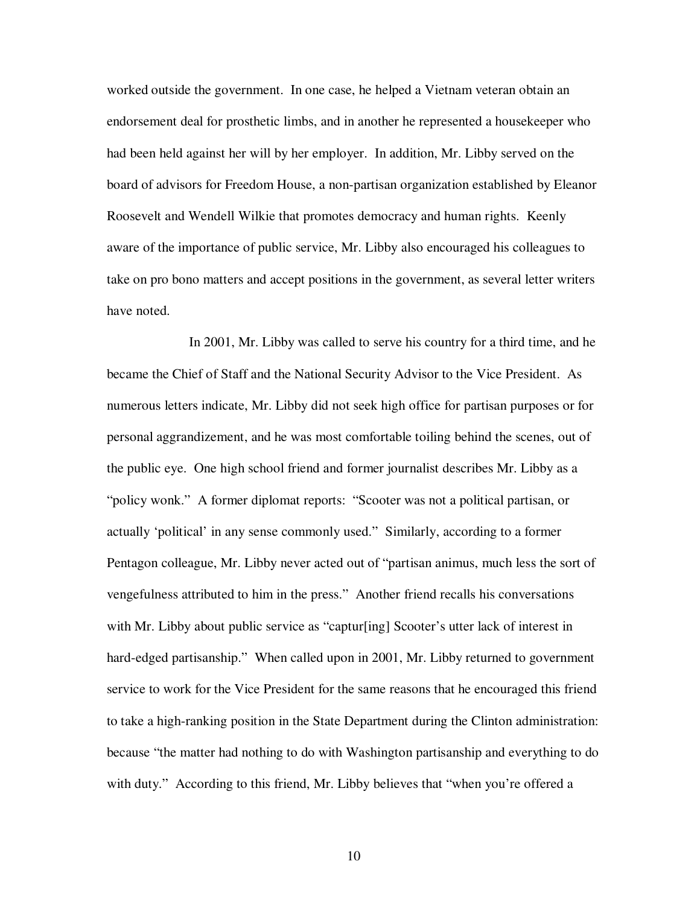worked outside the government. In one case, he helped a Vietnam veteran obtain an endorsement deal for prosthetic limbs, and in another he represented a housekeeper who had been held against her will by her employer. In addition, Mr. Libby served on the board of advisors for Freedom House, a non-partisan organization established by Eleanor Roosevelt and Wendell Wilkie that promotes democracy and human rights. Keenly aware of the importance of public service, Mr. Libby also encouraged his colleagues to take on pro bono matters and accept positions in the government, as several letter writers have noted.

In 2001, Mr. Libby was called to serve his country for a third time, and he became the Chief of Staff and the National Security Advisor to the Vice President. As numerous letters indicate, Mr. Libby did not seek high office for partisan purposes or for personal aggrandizement, and he was most comfortable toiling behind the scenes, out of the public eye. One high school friend and former journalist describes Mr. Libby as a "policy wonk." A former diplomat reports: "Scooter was not a political partisan, or actually 'political' in any sense commonly used." Similarly, according to a former Pentagon colleague, Mr. Libby never acted out of "partisan animus, much less the sort of vengefulness attributed to him in the press." Another friend recalls his conversations with Mr. Libby about public service as "captur[ing] Scooter's utter lack of interest in hard-edged partisanship." When called upon in 2001, Mr. Libby returned to government service to work for the Vice President for the same reasons that he encouraged this friend to take a high-ranking position in the State Department during the Clinton administration: because "the matter had nothing to do with Washington partisanship and everything to do with duty." According to this friend, Mr. Libby believes that "when you're offered a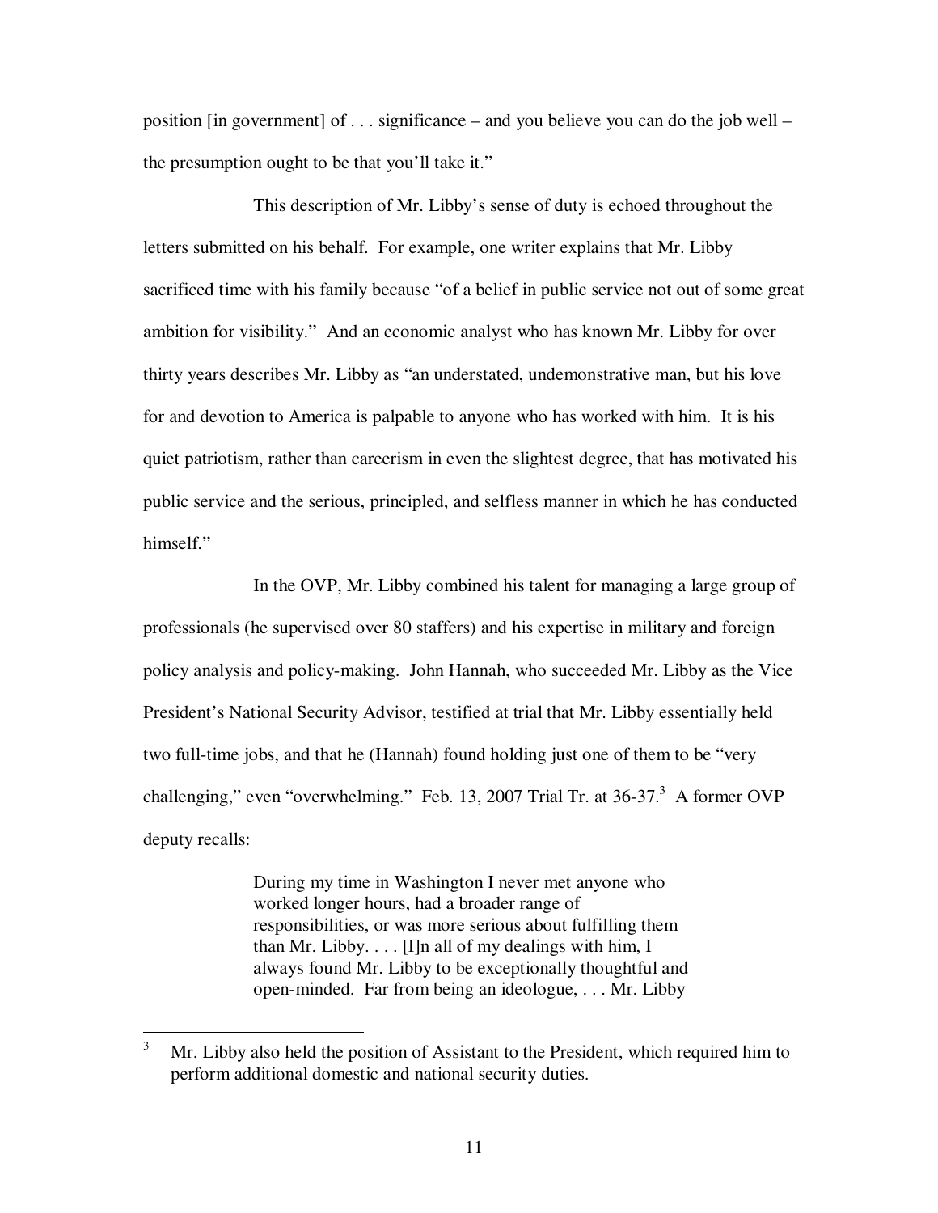position [in government] of . . . significance – and you believe you can do the job well – the presumption ought to be that you'll take it."

This description of Mr. Libby's sense of duty is echoed throughout the letters submitted on his behalf. For example, one writer explains that Mr. Libby sacrificed time with his family because "of a belief in public service not out of some great ambition for visibility." And an economic analyst who has known Mr. Libby for over thirty years describes Mr. Libby as "an understated, undemonstrative man, but his love for and devotion to America is palpable to anyone who has worked with him. It is his quiet patriotism, rather than careerism in even the slightest degree, that has motivated his public service and the serious, principled, and selfless manner in which he has conducted himself."

In the OVP, Mr. Libby combined his talent for managing a large group of professionals (he supervised over 80 staffers) and his expertise in military and foreign policy analysis and policy-making. John Hannah, who succeeded Mr. Libby as the Vice President's National Security Advisor, testified at trial that Mr. Libby essentially held two full-time jobs, and that he (Hannah) found holding just one of them to be "very challenging," even "overwhelming." Feb. 13, 2007 Trial Tr. at 36-37.[3] A former OVP deputy recalls:

> During my time in Washington I never met anyone who worked longer hours, had a broader range of responsibilities, or was more serious about fulfilling them than Mr. Libby. . . . [I]n all of my dealings with him, I always found Mr. Libby to be exceptionally thoughtful and open-minded. Far from being an ideologue, . . . Mr. Libby

[3] Mr. Libby also held the position of Assistant to the President, which required him to perform additional domestic and national security duties.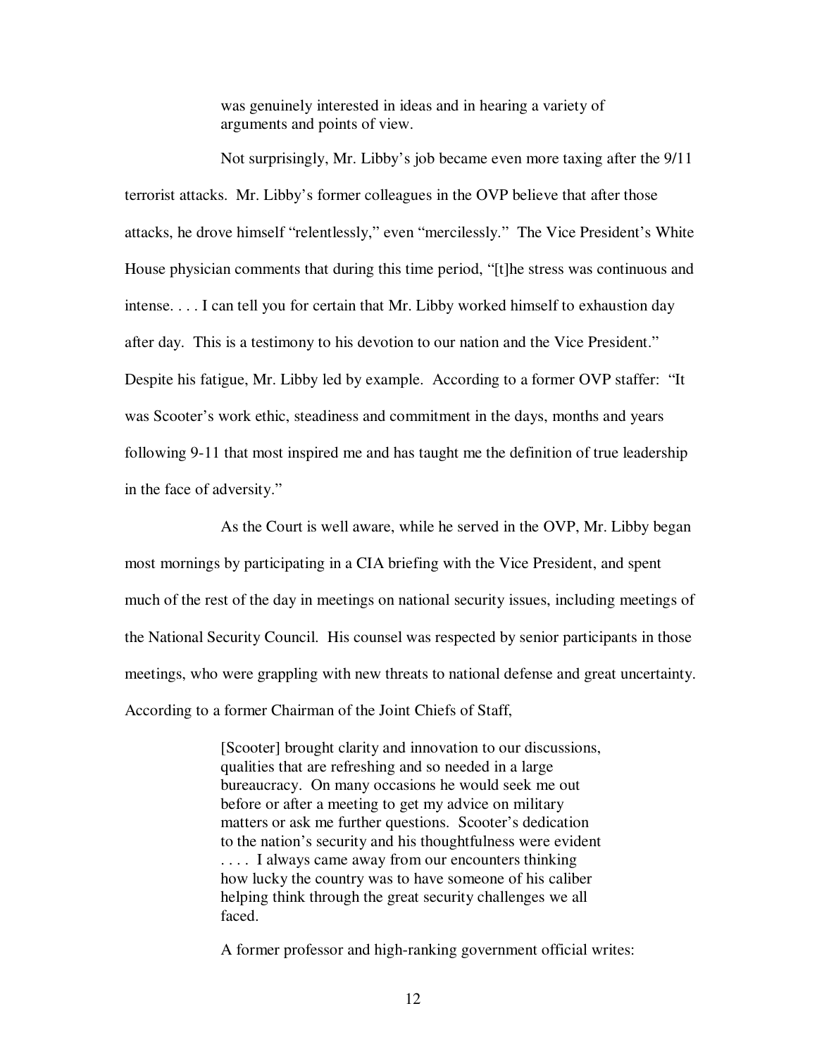> was genuinely interested in ideas and in hearing a variety of arguments and points of view.

Not surprisingly, Mr. Libby's job became even more taxing after the 9/11 terrorist attacks. Mr. Libby's former colleagues in the OVP believe that after those attacks, he drove himself "relentlessly," even "mercilessly." The Vice President's White House physician comments that during this time period, "[t]he stress was continuous and intense. . . . I can tell you for certain that Mr. Libby worked himself to exhaustion day after day. This is a testimony to his devotion to our nation and the Vice President." Despite his fatigue, Mr. Libby led by example. According to a former OVP staffer: "It was Scooter's work ethic, steadiness and commitment in the days, months and years following 9-11 that most inspired me and has taught me the definition of true leadership in the face of adversity."

As the Court is well aware, while he served in the OVP, Mr. Libby began most mornings by participating in a CIA briefing with the Vice President, and spent much of the rest of the day in meetings on national security issues, including meetings of the National Security Council. His counsel was respected by senior participants in those meetings, who were grappling with new threats to national defense and great uncertainty. According to a former Chairman of the Joint Chiefs of Staff,

> [Scooter] brought clarity and innovation to our discussions, qualities that are refreshing and so needed in a large bureaucracy. On many occasions he would seek me out before or after a meeting to get my advice on military matters or ask me further questions. Scooter's dedication to the nation's security and his thoughtfulness were evident . . . . I always came away from our encounters thinking how lucky the country was to have someone of his caliber helping think through the great security challenges we all faced.

A former professor and high-ranking government official writes: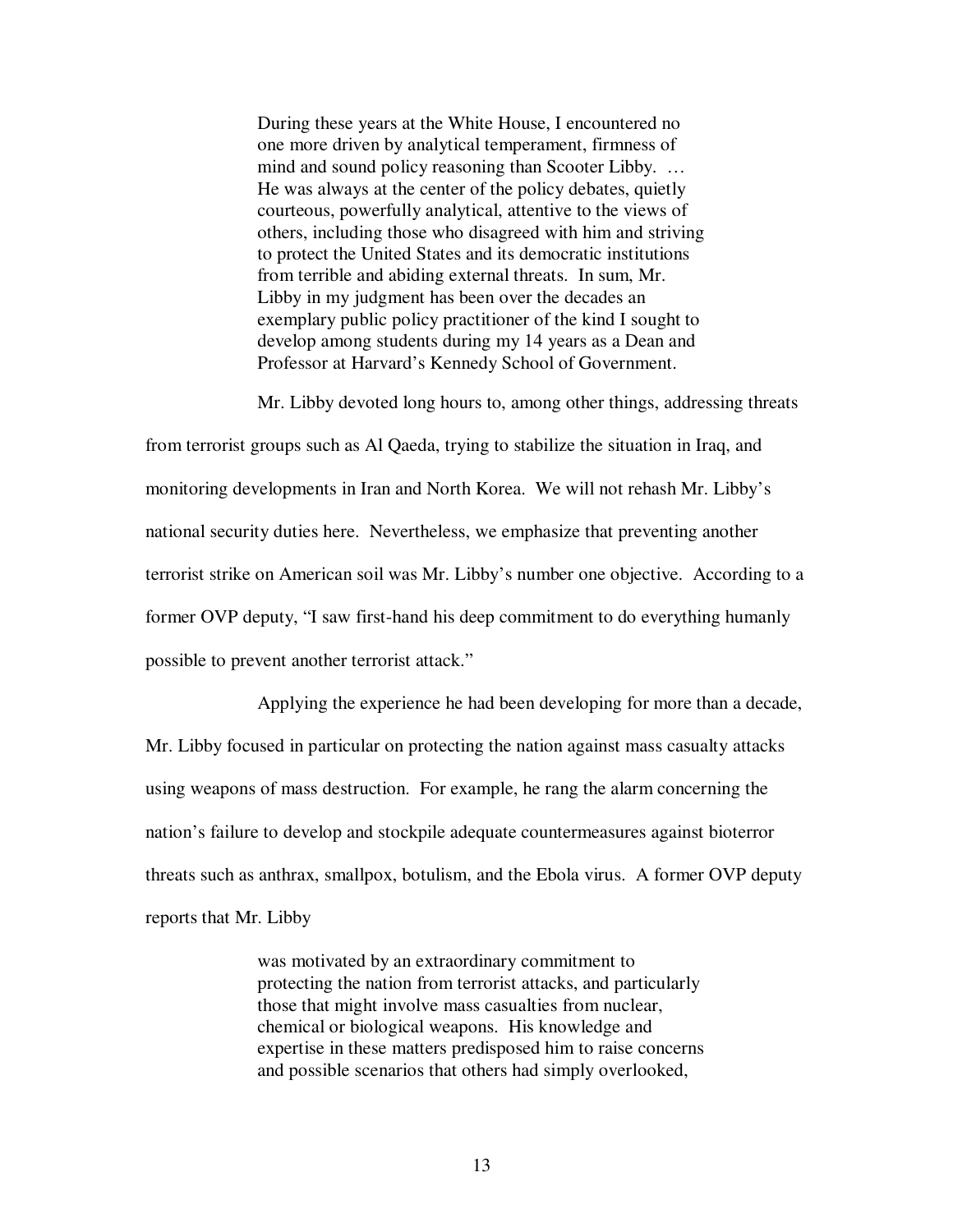> During these years at the White House, I encountered no one more driven by analytical temperament, firmness of mind and sound policy reasoning than Scooter Libby. … He was always at the center of the policy debates, quietly courteous, powerfully analytical, attentive to the views of others, including those who disagreed with him and striving to protect the United States and its democratic institutions from terrible and abiding external threats. In sum, Mr. Libby in my judgment has been over the decades an exemplary public policy practitioner of the kind I sought to develop among students during my 14 years as a Dean and Professor at Harvard's Kennedy School of Government.

Mr. Libby devoted long hours to, among other things, addressing threats from terrorist groups such as Al Qaeda, trying to stabilize the situation in Iraq, and monitoring developments in Iran and North Korea. We will not rehash Mr. Libby's national security duties here. Nevertheless, we emphasize that preventing another terrorist strike on American soil was Mr. Libby's number one objective. According to a former OVP deputy, "I saw first-hand his deep commitment to do everything humanly possible to prevent another terrorist attack."

Applying the experience he had been developing for more than a decade, Mr. Libby focused in particular on protecting the nation against mass casualty attacks using weapons of mass destruction. For example, he rang the alarm concerning the nation's failure to develop and stockpile adequate countermeasures against bioterror threats such as anthrax, smallpox, botulism, and the Ebola virus. A former OVP deputy reports that Mr. Libby

> was motivated by an extraordinary commitment to protecting the nation from terrorist attacks, and particularly those that might involve mass casualties from nuclear, chemical or biological weapons. His knowledge and expertise in these matters predisposed him to raise concerns and possible scenarios that others had simply overlooked,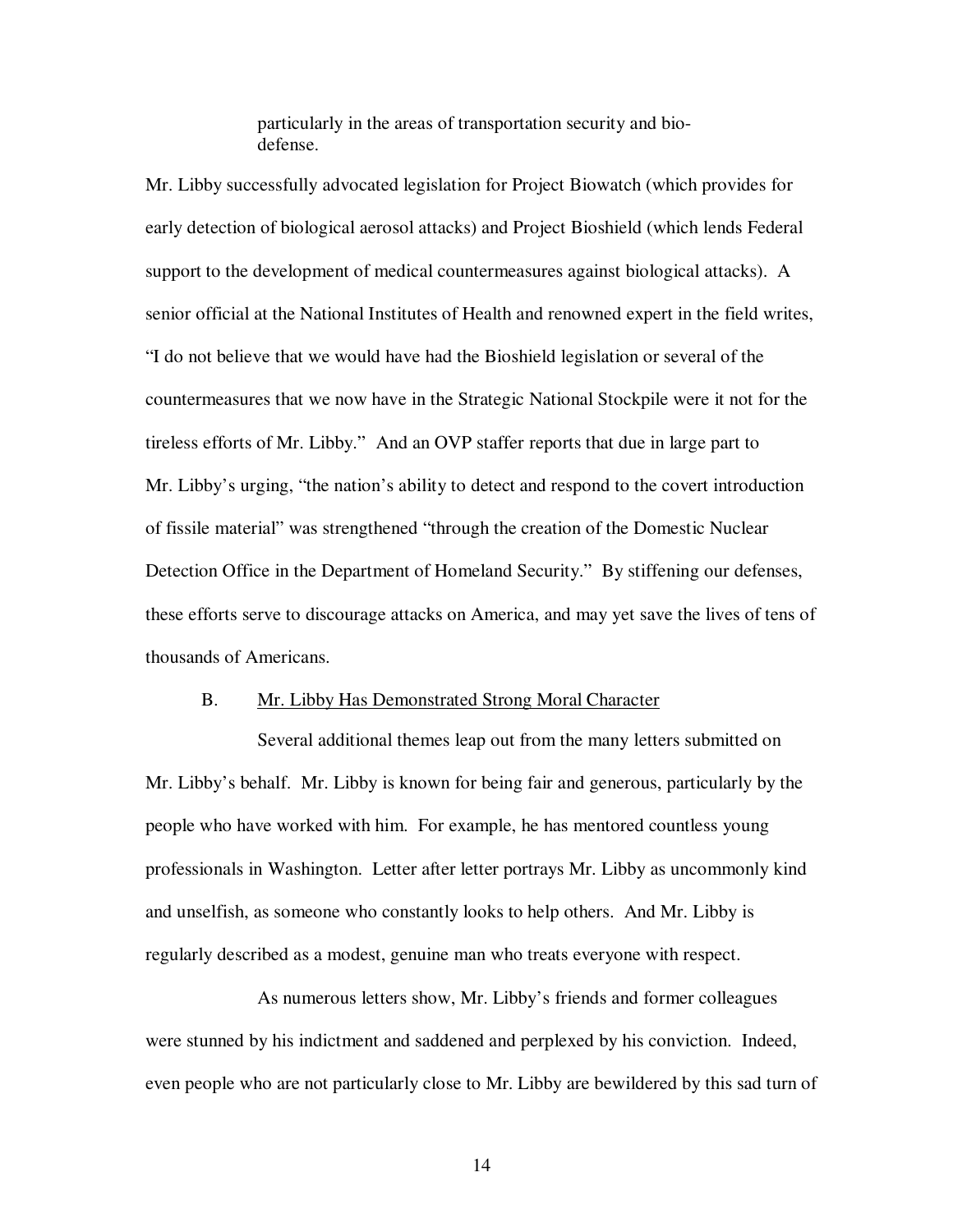> particularly in the areas of transportation security and bio-defense.

Mr. Libby successfully advocated legislation for Project Biowatch (which provides for early detection of biological aerosol attacks) and Project Bioshield (which lends Federal support to the development of medical countermeasures against biological attacks). A senior official at the National Institutes of Health and renowned expert in the field writes, "I do not believe that we would have had the Bioshield legislation or several of the countermeasures that we now have in the Strategic National Stockpile were it not for the tireless efforts of Mr. Libby." And an OVP staffer reports that due in large part to Mr. Libby's urging, "the nation's ability to detect and respond to the covert introduction of fissile material" was strengthened "through the creation of the Domestic Nuclear Detection Office in the Department of Homeland Security." By stiffening our defenses, these efforts serve to discourage attacks on America, and may yet save the lives of tens of thousands of Americans.

B. Mr. Libby Has Demonstrated Strong Moral Character

Several additional themes leap out from the many letters submitted on Mr. Libby's behalf. Mr. Libby is known for being fair and generous, particularly by the people who have worked with him. For example, he has mentored countless young professionals in Washington. Letter after letter portrays Mr. Libby as uncommonly kind and unselfish, as someone who constantly looks to help others. And Mr. Libby is regularly described as a modest, genuine man who treats everyone with respect.

As numerous letters show, Mr. Libby's friends and former colleagues were stunned by his indictment and saddened and perplexed by his conviction. Indeed, even people who are not particularly close to Mr. Libby are bewildered by this sad turn of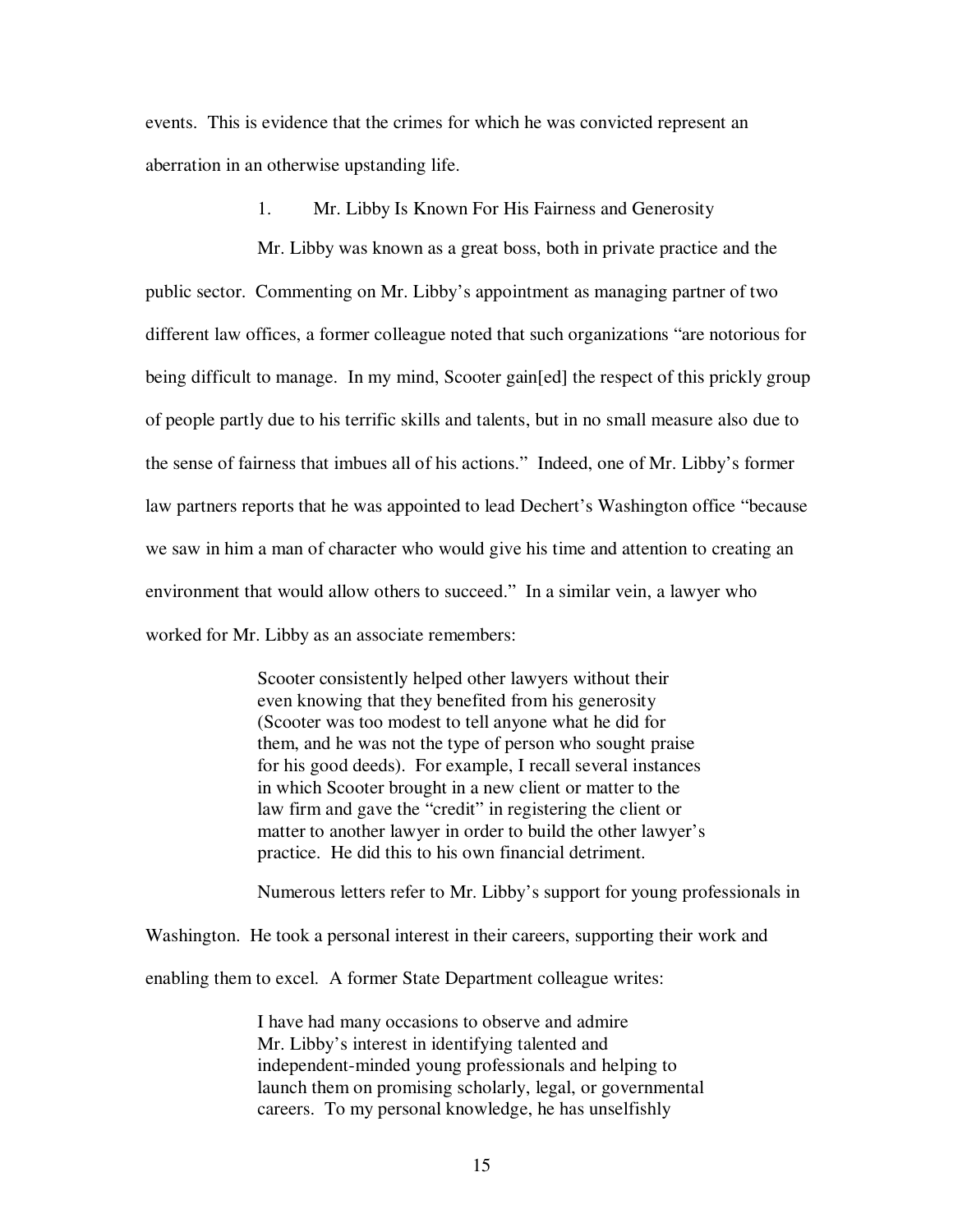events. This is evidence that the crimes for which he was convicted represent an aberration in an otherwise upstanding life.

### 1. Mr. Libby Is Known For His Fairness and Generosity

Mr. Libby was known as a great boss, both in private practice and the public sector. Commenting on Mr. Libby's appointment as managing partner of two different law offices, a former colleague noted that such organizations "are notorious for being difficult to manage. In my mind, Scooter gain[ed] the respect of this prickly group of people partly due to his terrific skills and talents, but in no small measure also due to the sense of fairness that imbues all of his actions." Indeed, one of Mr. Libby's former law partners reports that he was appointed to lead Dechert's Washington office "because we saw in him a man of character who would give his time and attention to creating an environment that would allow others to succeed." In a similar vein, a lawyer who worked for Mr. Libby as an associate remembers:

> Scooter consistently helped other lawyers without their even knowing that they benefited from his generosity (Scooter was too modest to tell anyone what he did for them, and he was not the type of person who sought praise for his good deeds). For example, I recall several instances in which Scooter brought in a new client or matter to the law firm and gave the "credit" in registering the client or matter to another lawyer in order to build the other lawyer's practice. He did this to his own financial detriment.

Numerous letters refer to Mr. Libby's support for young professionals in Washington. He took a personal interest in their careers, supporting their work and enabling them to excel. A former State Department colleague writes:

> I have had many occasions to observe and admire Mr. Libby's interest in identifying talented and independent-minded young professionals and helping to launch them on promising scholarly, legal, or governmental careers. To my personal knowledge, he has unselfishly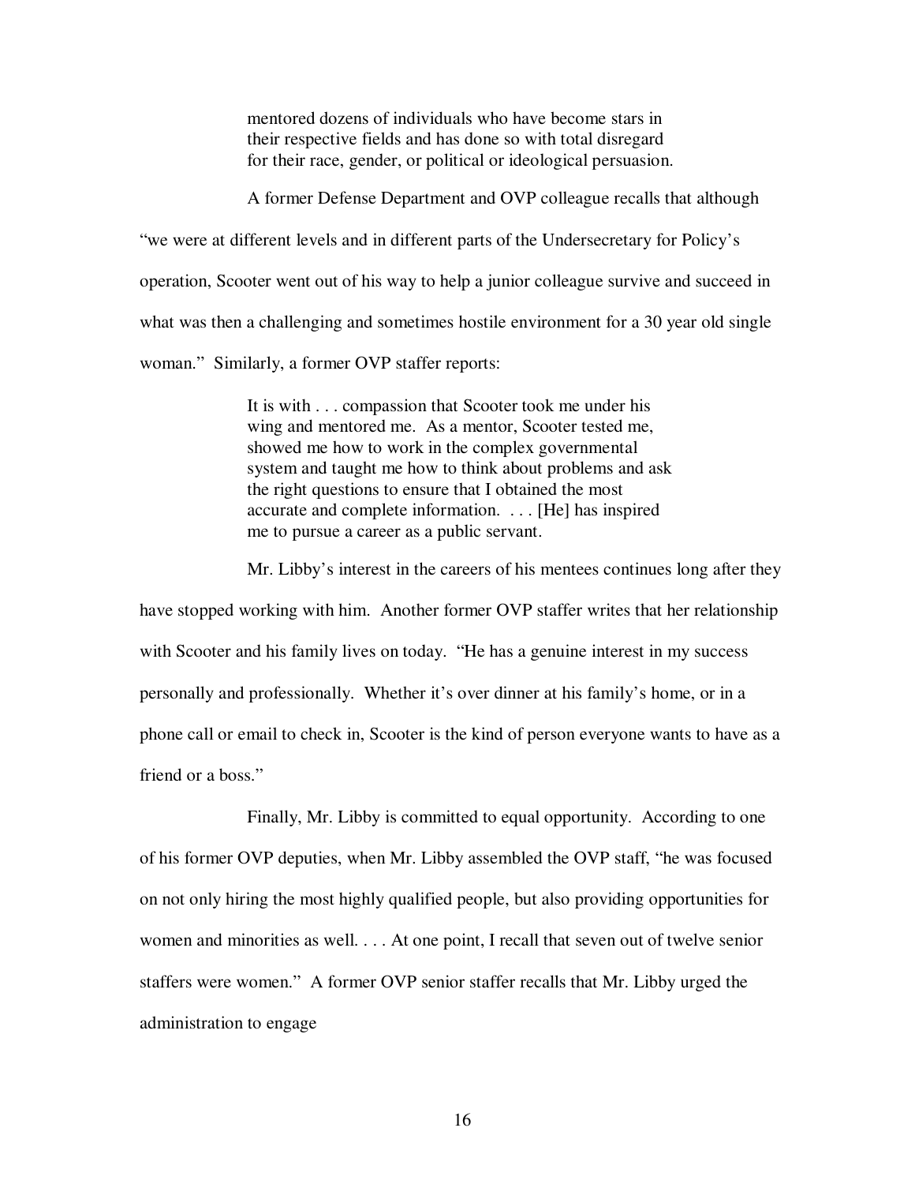> mentored dozens of individuals who have become stars in their respective fields and has done so with total disregard for their race, gender, or political or ideological persuasion.

A former Defense Department and OVP colleague recalls that although "we were at different levels and in different parts of the Undersecretary for Policy's operation, Scooter went out of his way to help a junior colleague survive and succeed in what was then a challenging and sometimes hostile environment for a 30 year old single woman." Similarly, a former OVP staffer reports:

> It is with . . . compassion that Scooter took me under his wing and mentored me. As a mentor, Scooter tested me, showed me how to work in the complex governmental system and taught me how to think about problems and ask the right questions to ensure that I obtained the most accurate and complete information. . . . [He] has inspired me to pursue a career as a public servant.

Mr. Libby's interest in the careers of his mentees continues long after they have stopped working with him. Another former OVP staffer writes that her relationship with Scooter and his family lives on today. "He has a genuine interest in my success personally and professionally. Whether it's over dinner at his family's home, or in a phone call or email to check in, Scooter is the kind of person everyone wants to have as a friend or a boss."

Finally, Mr. Libby is committed to equal opportunity. According to one of his former OVP deputies, when Mr. Libby assembled the OVP staff, "he was focused on not only hiring the most highly qualified people, but also providing opportunities for women and minorities as well. . . . At one point, I recall that seven out of twelve senior staffers were women." A former OVP senior staffer recalls that Mr. Libby urged the administration to engage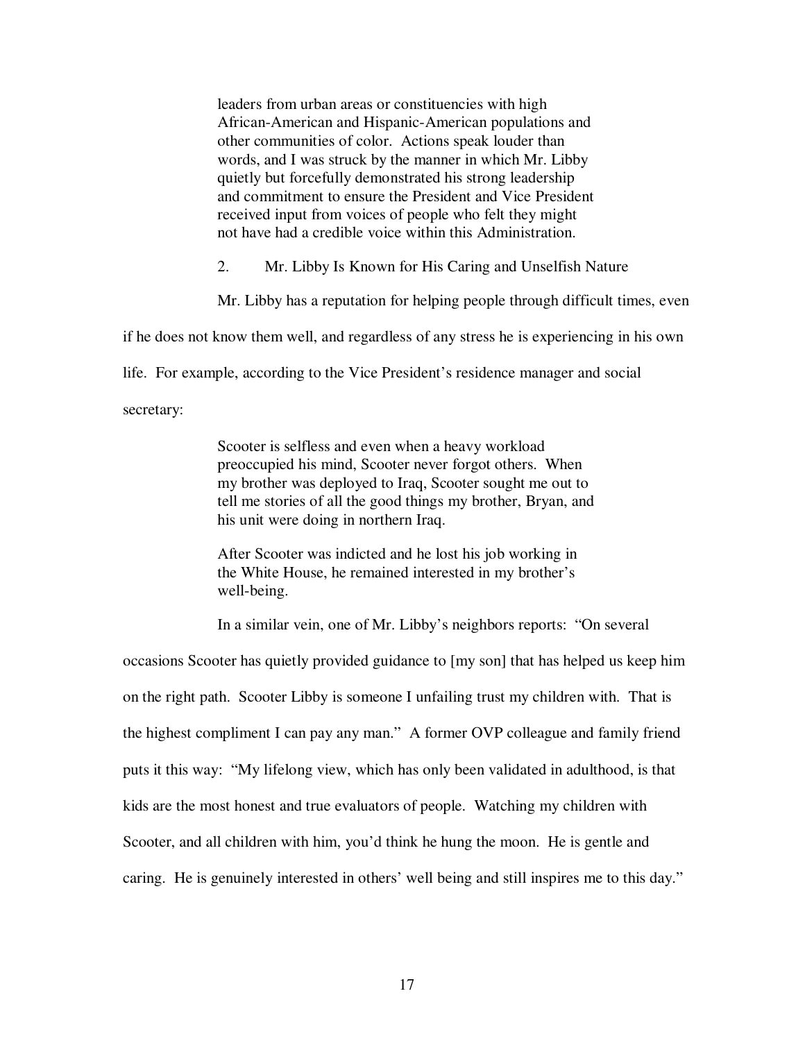> leaders from urban areas or constituencies with high African-American and Hispanic-American populations and other communities of color. Actions speak louder than words, and I was struck by the manner in which Mr. Libby quietly but forcefully demonstrated his strong leadership and commitment to ensure the President and Vice President received input from voices of people who felt they might not have had a credible voice within this Administration.

2. Mr. Libby Is Known for His Caring and Unselfish Nature

Mr. Libby has a reputation for helping people through difficult times, even if he does not know them well, and regardless of any stress he is experiencing in his own life. For example, according to the Vice President's residence manager and social secretary:

> Scooter is selfless and even when a heavy workload preoccupied his mind, Scooter never forgot others. When my brother was deployed to Iraq, Scooter sought me out to tell me stories of all the good things my brother, Bryan, and his unit were doing in northern Iraq.
>
> After Scooter was indicted and he lost his job working in the White House, he remained interested in my brother's well-being.

In a similar vein, one of Mr. Libby's neighbors reports: "On several occasions Scooter has quietly provided guidance to [my son] that has helped us keep him on the right path. Scooter Libby is someone I unfailing trust my children with. That is the highest compliment I can pay any man." A former OVP colleague and family friend puts it this way: "My lifelong view, which has only been validated in adulthood, is that kids are the most honest and true evaluators of people. Watching my children with Scooter, and all children with him, you'd think he hung the moon. He is gentle and caring. He is genuinely interested in others' well being and still inspires me to this day."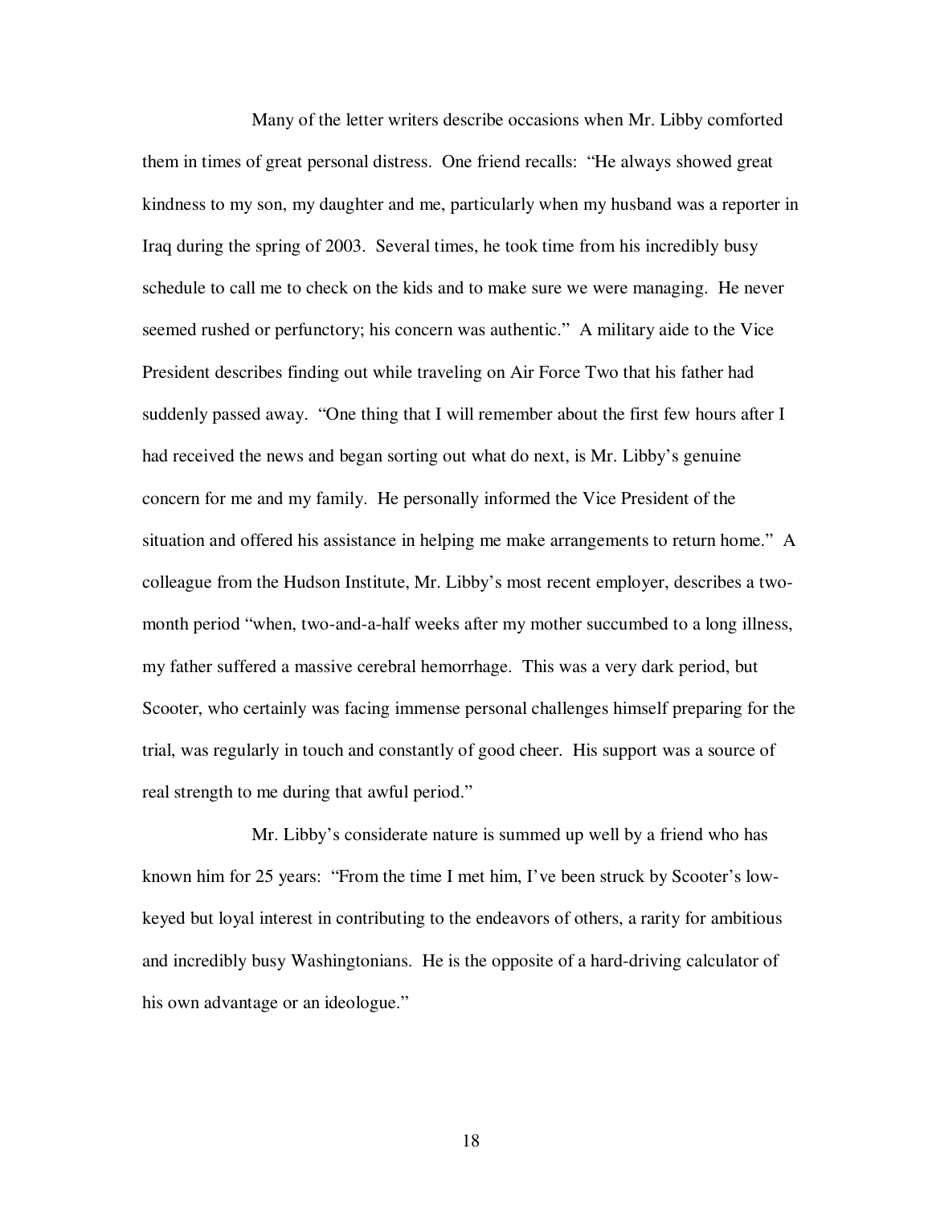Many of the letter writers describe occasions when Mr. Libby comforted them in times of great personal distress. One friend recalls: "He always showed great kindness to my son, my daughter and me, particularly when my husband was a reporter in Iraq during the spring of 2003. Several times, he took time from his incredibly busy schedule to call me to check on the kids and to make sure we were managing. He never seemed rushed or perfunctory; his concern was authentic." A military aide to the Vice President describes finding out while traveling on Air Force Two that his father had suddenly passed away. "One thing that I will remember about the first few hours after I had received the news and began sorting out what do next, is Mr. Libby's genuine concern for me and my family. He personally informed the Vice President of the situation and offered his assistance in helping me make arrangements to return home." A colleague from the Hudson Institute, Mr. Libby's most recent employer, describes a two-month period "when, two-and-a-half weeks after my mother succumbed to a long illness, my father suffered a massive cerebral hemorrhage. This was a very dark period, but Scooter, who certainly was facing immense personal challenges himself preparing for the trial, was regularly in touch and constantly of good cheer. His support was a source of real strength to me during that awful period."

Mr. Libby's considerate nature is summed up well by a friend who has known him for 25 years: "From the time I met him, I've been struck by Scooter's low-keyed but loyal interest in contributing to the endeavors of others, a rarity for ambitious and incredibly busy Washingtonians. He is the opposite of a hard-driving calculator of his own advantage or an ideologue."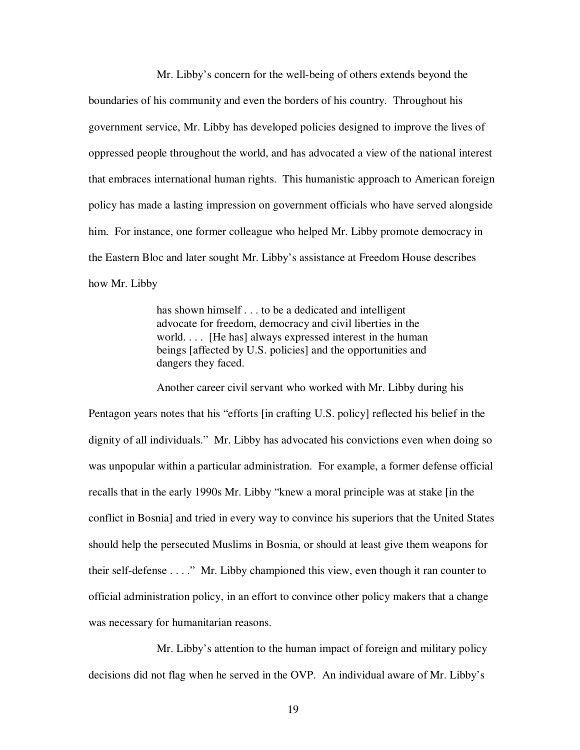Mr. Libby's concern for the well-being of others extends beyond the boundaries of his community and even the borders of his country. Throughout his government service, Mr. Libby has developed policies designed to improve the lives of oppressed people throughout the world, and has advocated a view of the national interest that embraces international human rights. This humanistic approach to American foreign policy has made a lasting impression on government officials who have served alongside him. For instance, one former colleague who helped Mr. Libby promote democracy in the Eastern Bloc and later sought Mr. Libby's assistance at Freedom House describes how Mr. Libby

> has shown himself . . . to be a dedicated and intelligent advocate for freedom, democracy and civil liberties in the world. . . . [He has] always expressed interest in the human beings [affected by U.S. policies] and the opportunities and dangers they faced.

Another career civil servant who worked with Mr. Libby during his Pentagon years notes that his "efforts [in crafting U.S. policy] reflected his belief in the dignity of all individuals." Mr. Libby has advocated his convictions even when doing so was unpopular within a particular administration. For example, a former defense official recalls that in the early 1990s Mr. Libby "knew a moral principle was at stake [in the conflict in Bosnia] and tried in every way to convince his superiors that the United States should help the persecuted Muslims in Bosnia, or should at least give them weapons for their self-defense . . . ." Mr. Libby championed this view, even though it ran counter to official administration policy, in an effort to convince other policy makers that a change was necessary for humanitarian reasons.

Mr. Libby's attention to the human impact of foreign and military policy decisions did not flag when he served in the OVP. An individual aware of Mr. Libby's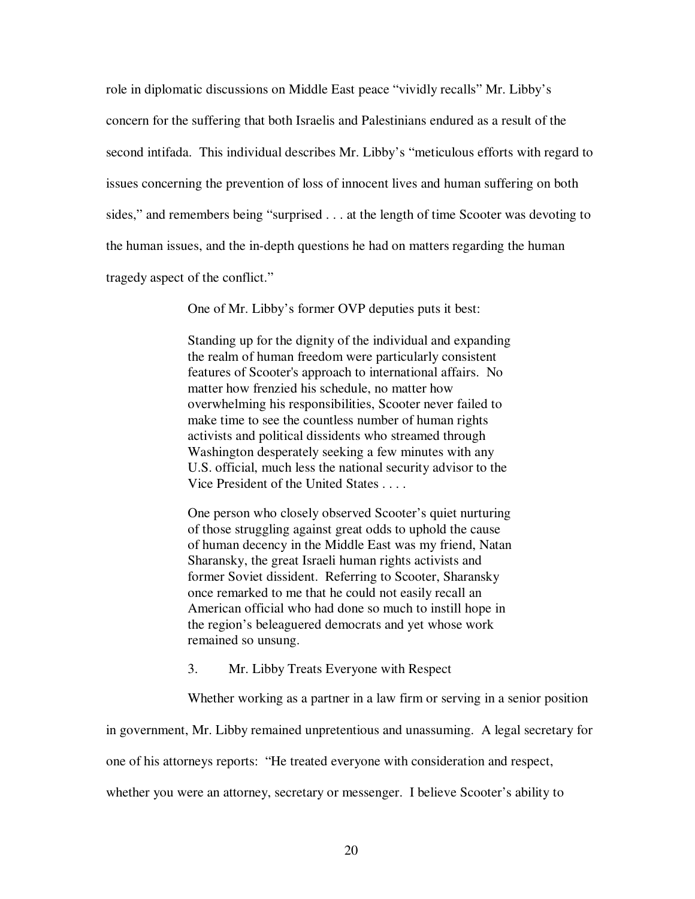role in diplomatic discussions on Middle East peace "vividly recalls" Mr. Libby's concern for the suffering that both Israelis and Palestinians endured as a result of the second intifada. This individual describes Mr. Libby's "meticulous efforts with regard to issues concerning the prevention of loss of innocent lives and human suffering on both sides," and remembers being "surprised . . . at the length of time Scooter was devoting to the human issues, and the in-depth questions he had on matters regarding the human tragedy aspect of the conflict."

One of Mr. Libby's former OVP deputies puts it best:

> Standing up for the dignity of the individual and expanding the realm of human freedom were particularly consistent features of Scooter's approach to international affairs. No matter how frenzied his schedule, no matter how overwhelming his responsibilities, Scooter never failed to make time to see the countless number of human rights activists and political dissidents who streamed through Washington desperately seeking a few minutes with any U.S. official, much less the national security advisor to the Vice President of the United States . . . .
>
> One person who closely observed Scooter's quiet nurturing of those struggling against great odds to uphold the cause of human decency in the Middle East was my friend, Natan Sharansky, the great Israeli human rights activists and former Soviet dissident. Referring to Scooter, Sharansky once remarked to me that he could not easily recall an American official who had done so much to instill hope in the region's beleaguered democrats and yet whose work remained so unsung.

3. Mr. Libby Treats Everyone with Respect

Whether working as a partner in a law firm or serving in a senior position in government, Mr. Libby remained unpretentious and unassuming. A legal secretary for one of his attorneys reports: "He treated everyone with consideration and respect, whether you were an attorney, secretary or messenger. I believe Scooter's ability to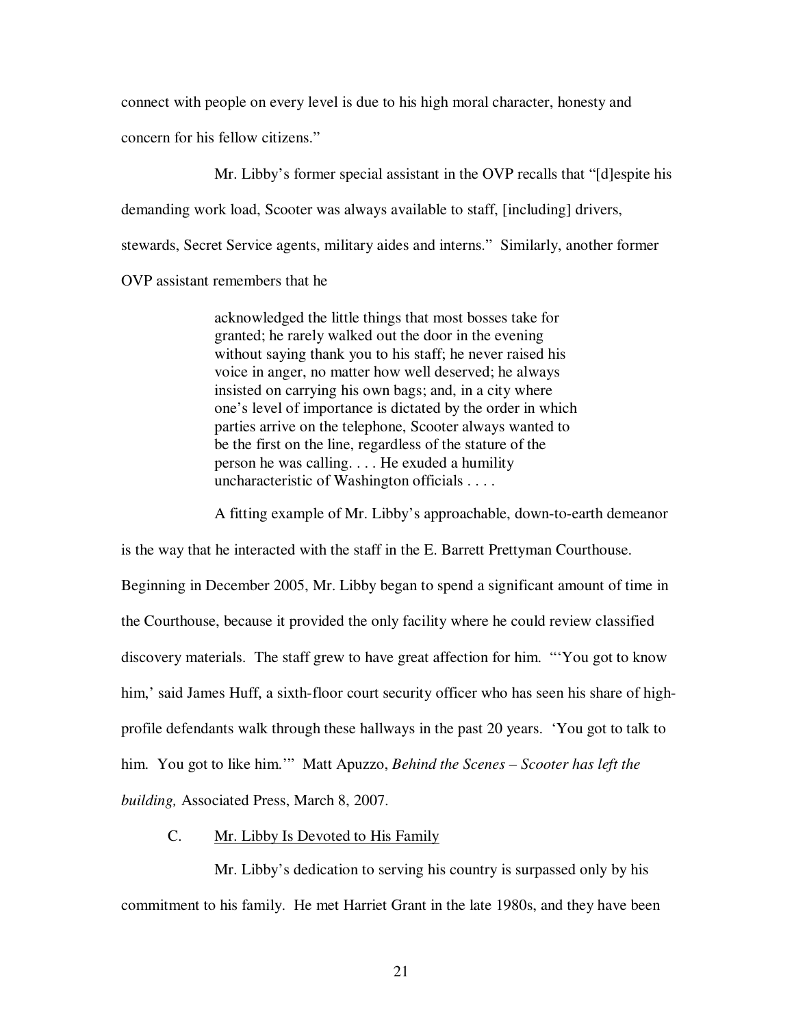connect with people on every level is due to his high moral character, honesty and concern for his fellow citizens."

Mr. Libby's former special assistant in the OVP recalls that "[d]espite his demanding work load, Scooter was always available to staff, [including] drivers, stewards, Secret Service agents, military aides and interns." Similarly, another former OVP assistant remembers that he

> acknowledged the little things that most bosses take for granted; he rarely walked out the door in the evening without saying thank you to his staff; he never raised his voice in anger, no matter how well deserved; he always insisted on carrying his own bags; and, in a city where one's level of importance is dictated by the order in which parties arrive on the telephone, Scooter always wanted to be the first on the line, regardless of the stature of the person he was calling. . . . He exuded a humility uncharacteristic of Washington officials . . . .

A fitting example of Mr. Libby's approachable, down-to-earth demeanor is the way that he interacted with the staff in the E. Barrett Prettyman Courthouse. Beginning in December 2005, Mr. Libby began to spend a significant amount of time in the Courthouse, because it provided the only facility where he could review classified discovery materials. The staff grew to have great affection for him. "'You got to know him,' said James Huff, a sixth-floor court security officer who has seen his share of high-profile defendants walk through these hallways in the past 20 years. 'You got to talk to him. You got to like him.'" Matt Apuzzo, *Behind the Scenes – Scooter has left the building,* Associated Press, March 8, 2007.

### C. Mr. Libby Is Devoted to His Family

Mr. Libby's dedication to serving his country is surpassed only by his commitment to his family. He met Harriet Grant in the late 1980s, and they have been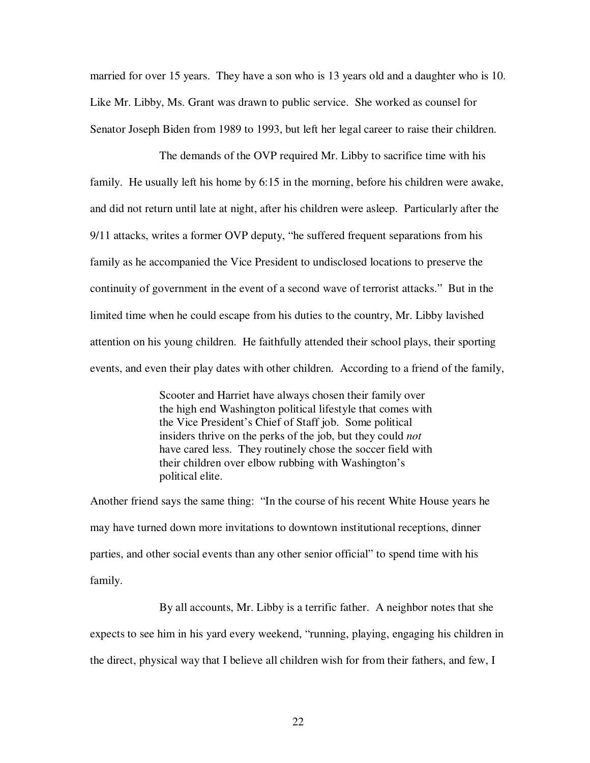married for over 15 years. They have a son who is 13 years old and a daughter who is 10. Like Mr. Libby, Ms. Grant was drawn to public service. She worked as counsel for Senator Joseph Biden from 1989 to 1993, but left her legal career to raise their children.

The demands of the OVP required Mr. Libby to sacrifice time with his family. He usually left his home by 6:15 in the morning, before his children were awake, and did not return until late at night, after his children were asleep. Particularly after the 9/11 attacks, writes a former OVP deputy, "he suffered frequent separations from his family as he accompanied the Vice President to undisclosed locations to preserve the continuity of government in the event of a second wave of terrorist attacks." But in the limited time when he could escape from his duties to the country, Mr. Libby lavished attention on his young children. He faithfully attended their school plays, their sporting events, and even their play dates with other children. According to a friend of the family,

> Scooter and Harriet have always chosen their family over the high end Washington political lifestyle that comes with the Vice President's Chief of Staff job. Some political insiders thrive on the perks of the job, but they could *not* have cared less. They routinely chose the soccer field with their children over elbow rubbing with Washington's political elite.

Another friend says the same thing: "In the course of his recent White House years he may have turned down more invitations to downtown institutional receptions, dinner parties, and other social events than any other senior official" to spend time with his family.

By all accounts, Mr. Libby is a terrific father. A neighbor notes that she expects to see him in his yard every weekend, "running, playing, engaging his children in the direct, physical way that I believe all children wish for from their fathers, and few, I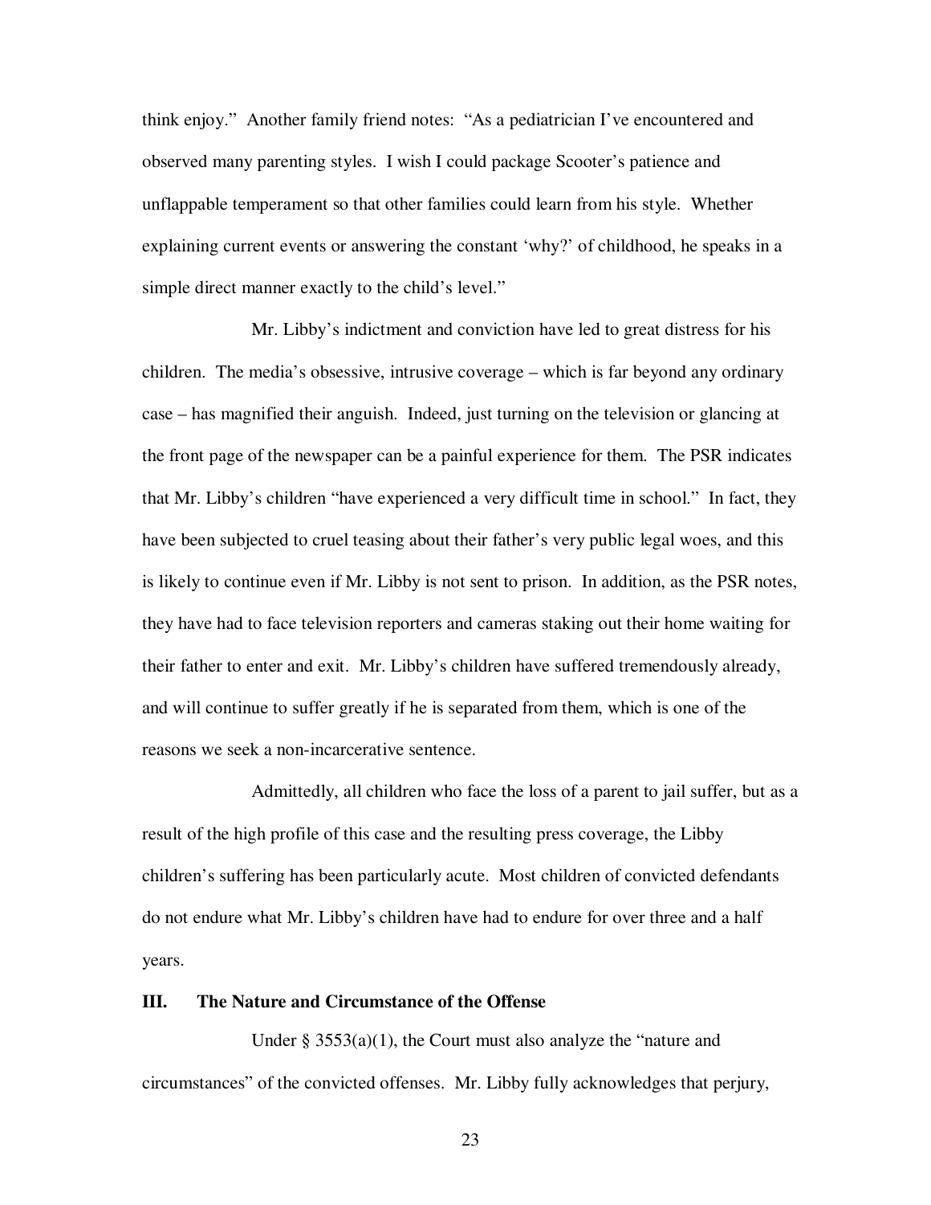think enjoy." Another family friend notes: "As a pediatrician I've encountered and observed many parenting styles. I wish I could package Scooter's patience and unflappable temperament so that other families could learn from his style. Whether explaining current events or answering the constant 'why?' of childhood, he speaks in a simple direct manner exactly to the child's level."

Mr. Libby's indictment and conviction have led to great distress for his children. The media's obsessive, intrusive coverage – which is far beyond any ordinary case – has magnified their anguish. Indeed, just turning on the television or glancing at the front page of the newspaper can be a painful experience for them. The PSR indicates that Mr. Libby's children "have experienced a very difficult time in school." In fact, they have been subjected to cruel teasing about their father's very public legal woes, and this is likely to continue even if Mr. Libby is not sent to prison. In addition, as the PSR notes, they have had to face television reporters and cameras staking out their home waiting for their father to enter and exit. Mr. Libby's children have suffered tremendously already, and will continue to suffer greatly if he is separated from them, which is one of the reasons we seek a non-incarcerative sentence.

Admittedly, all children who face the loss of a parent to jail suffer, but as a result of the high profile of this case and the resulting press coverage, the Libby children's suffering has been particularly acute. Most children of convicted defendants do not endure what Mr. Libby's children have had to endure for over three and a half years.

## III. The Nature and Circumstance of the Offense

Under § 3553(a)(1), the Court must also analyze the "nature and circumstances" of the convicted offenses. Mr. Libby fully acknowledges that perjury,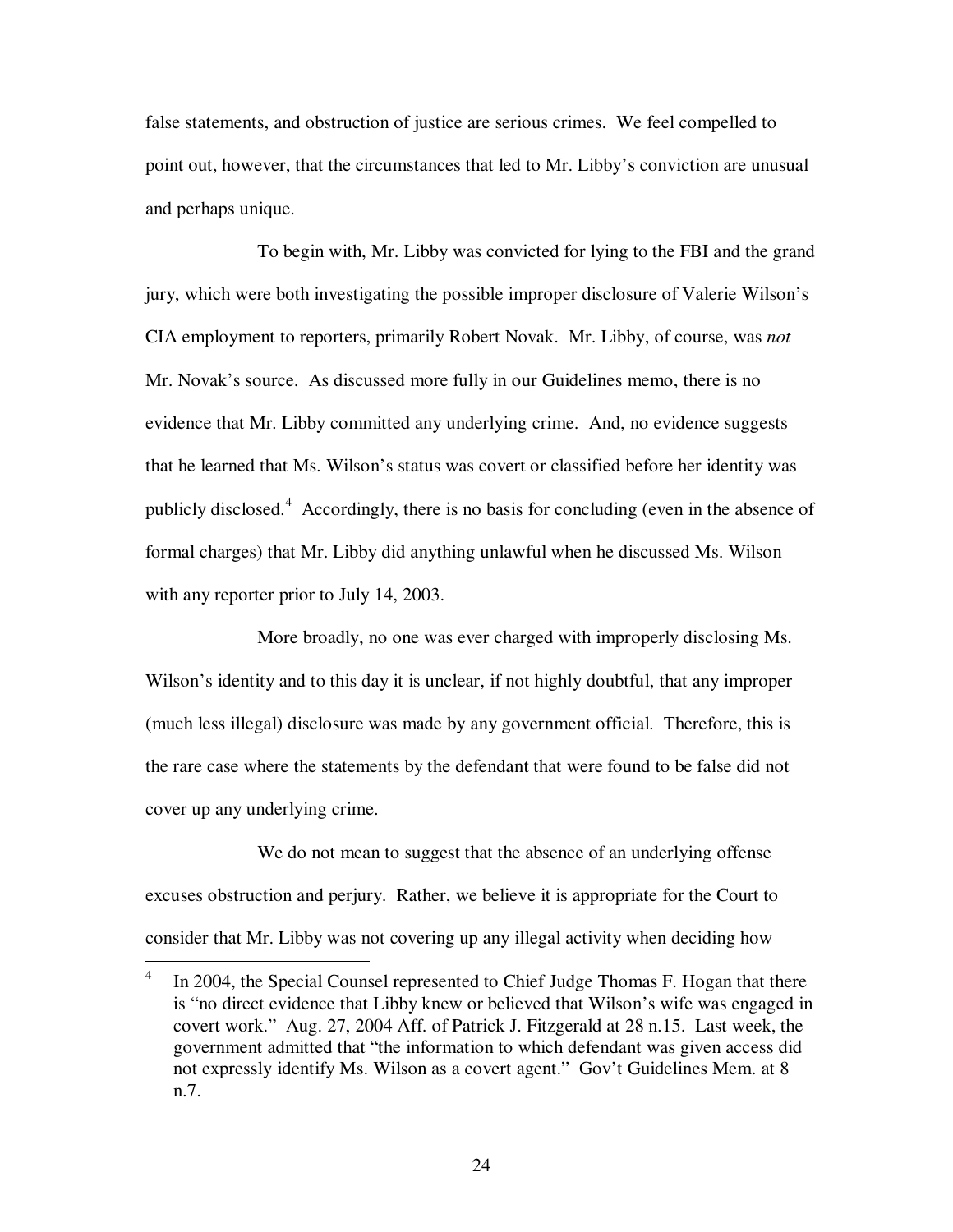false statements, and obstruction of justice are serious crimes. We feel compelled to point out, however, that the circumstances that led to Mr. Libby's conviction are unusual and perhaps unique.

To begin with, Mr. Libby was convicted for lying to the FBI and the grand jury, which were both investigating the possible improper disclosure of Valerie Wilson's CIA employment to reporters, primarily Robert Novak. Mr. Libby, of course, was *not* Mr. Novak's source. As discussed more fully in our Guidelines memo, there is no evidence that Mr. Libby committed any underlying crime. And, no evidence suggests that he learned that Ms. Wilson's status was covert or classified before her identity was publicly disclosed.[4] Accordingly, there is no basis for concluding (even in the absence of formal charges) that Mr. Libby did anything unlawful when he discussed Ms. Wilson with any reporter prior to July 14, 2003.

More broadly, no one was ever charged with improperly disclosing Ms. Wilson's identity and to this day it is unclear, if not highly doubtful, that any improper (much less illegal) disclosure was made by any government official. Therefore, this is the rare case where the statements by the defendant that were found to be false did not cover up any underlying crime.

We do not mean to suggest that the absence of an underlying offense excuses obstruction and perjury. Rather, we believe it is appropriate for the Court to consider that Mr. Libby was not covering up any illegal activity when deciding how

---

[4] In 2004, the Special Counsel represented to Chief Judge Thomas F. Hogan that there is "no direct evidence that Libby knew or believed that Wilson's wife was engaged in covert work." Aug. 27, 2004 Aff. of Patrick J. Fitzgerald at 28 n.15. Last week, the government admitted that "the information to which defendant was given access did not expressly identify Ms. Wilson as a covert agent." Gov't Guidelines Mem. at 8 n.7.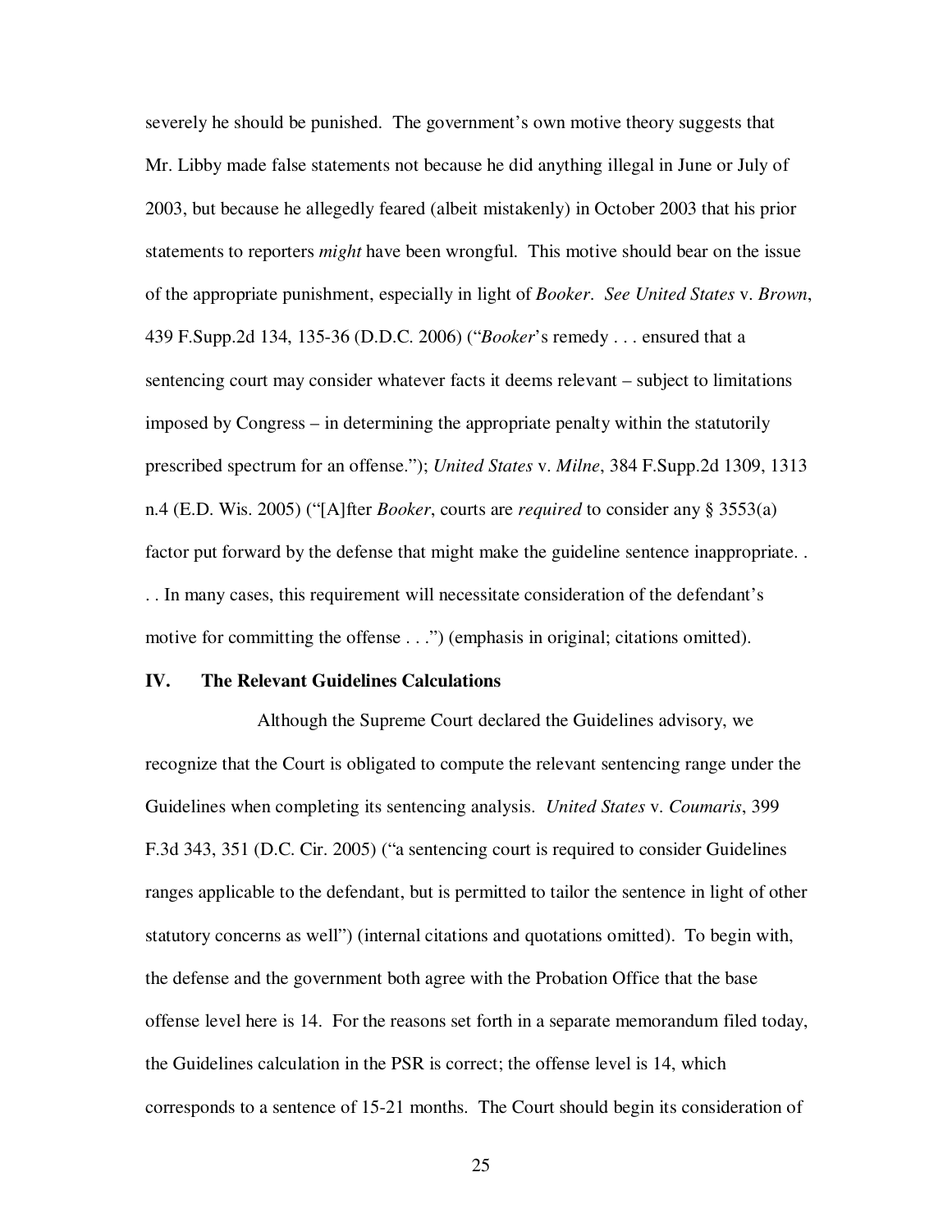severely he should be punished. The government's own motive theory suggests that Mr. Libby made false statements not because he did anything illegal in June or July of 2003, but because he allegedly feared (albeit mistakenly) in October 2003 that his prior statements to reporters *might* have been wrongful. This motive should bear on the issue of the appropriate punishment, especially in light of *Booker*. *See United States* v. *Brown*, 439 F.Supp.2d 134, 135-36 (D.D.C. 2006) ("*Booker*'s remedy . . . ensured that a sentencing court may consider whatever facts it deems relevant – subject to limitations imposed by Congress – in determining the appropriate penalty within the statutorily prescribed spectrum for an offense."); *United States* v. *Milne*, 384 F.Supp.2d 1309, 1313 n.4 (E.D. Wis. 2005) ("[A]fter *Booker*, courts are *required* to consider any § 3553(a) factor put forward by the defense that might make the guideline sentence inappropriate. . . . In many cases, this requirement will necessitate consideration of the defendant's motive for committing the offense . . .") (emphasis in original; citations omitted).

## IV. The Relevant Guidelines Calculations

Although the Supreme Court declared the Guidelines advisory, we recognize that the Court is obligated to compute the relevant sentencing range under the Guidelines when completing its sentencing analysis. *United States* v. *Coumaris*, 399 F.3d 343, 351 (D.C. Cir. 2005) ("a sentencing court is required to consider Guidelines ranges applicable to the defendant, but is permitted to tailor the sentence in light of other statutory concerns as well") (internal citations and quotations omitted). To begin with, the defense and the government both agree with the Probation Office that the base offense level here is 14. For the reasons set forth in a separate memorandum filed today, the Guidelines calculation in the PSR is correct; the offense level is 14, which corresponds to a sentence of 15-21 months. The Court should begin its consideration of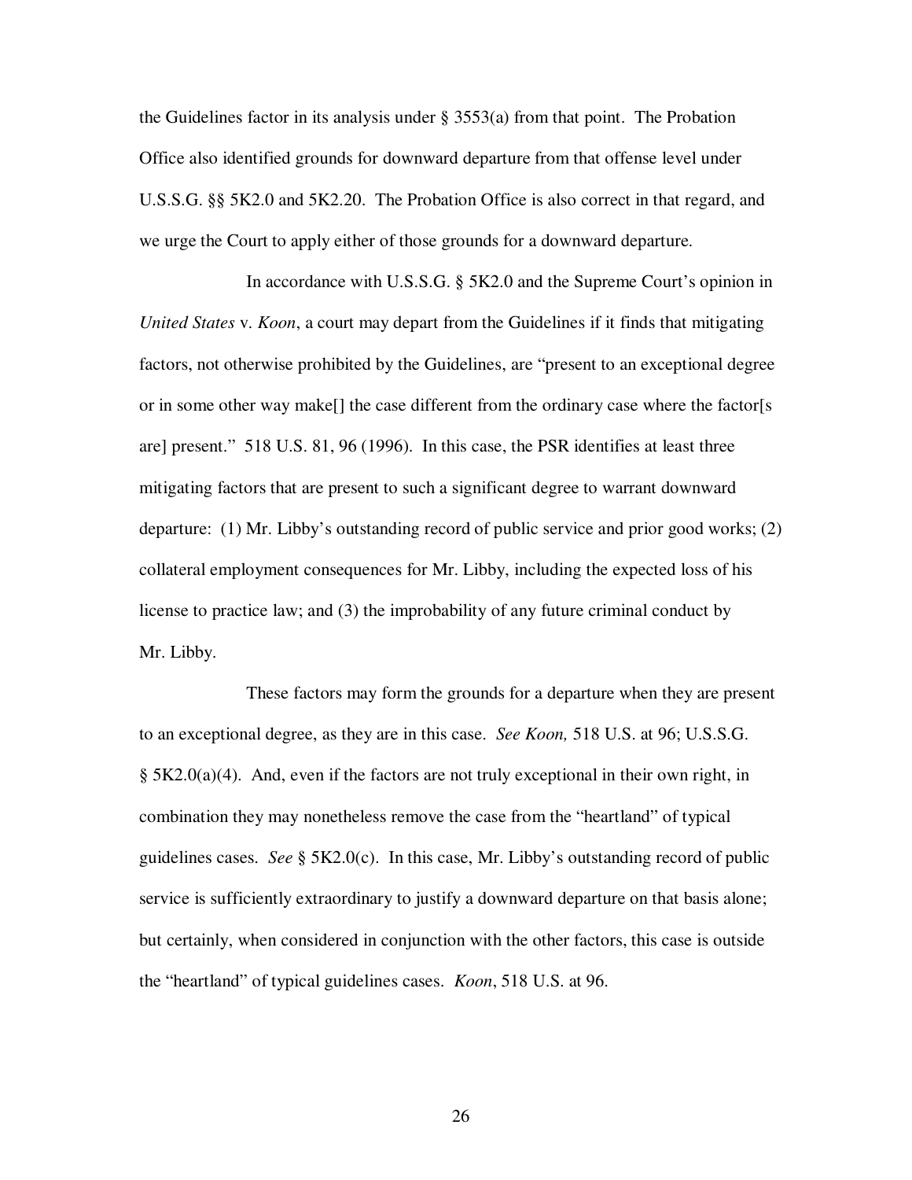the Guidelines factor in its analysis under § 3553(a) from that point. The Probation Office also identified grounds for downward departure from that offense level under U.S.S.G. §§ 5K2.0 and 5K2.20. The Probation Office is also correct in that regard, and we urge the Court to apply either of those grounds for a downward departure.

In accordance with U.S.S.G. § 5K2.0 and the Supreme Court's opinion in *United States* v. *Koon*, a court may depart from the Guidelines if it finds that mitigating factors, not otherwise prohibited by the Guidelines, are "present to an exceptional degree or in some other way make[] the case different from the ordinary case where the factor[s are] present." 518 U.S. 81, 96 (1996). In this case, the PSR identifies at least three mitigating factors that are present to such a significant degree to warrant downward departure: (1) Mr. Libby's outstanding record of public service and prior good works; (2) collateral employment consequences for Mr. Libby, including the expected loss of his license to practice law; and (3) the improbability of any future criminal conduct by Mr. Libby.

These factors may form the grounds for a departure when they are present to an exceptional degree, as they are in this case. *See Koon,* 518 U.S. at 96; U.S.S.G. § 5K2.0(a)(4). And, even if the factors are not truly exceptional in their own right, in combination they may nonetheless remove the case from the "heartland" of typical guidelines cases. *See* § 5K2.0(c). In this case, Mr. Libby's outstanding record of public service is sufficiently extraordinary to justify a downward departure on that basis alone; but certainly, when considered in conjunction with the other factors, this case is outside the "heartland" of typical guidelines cases. *Koon*, 518 U.S. at 96.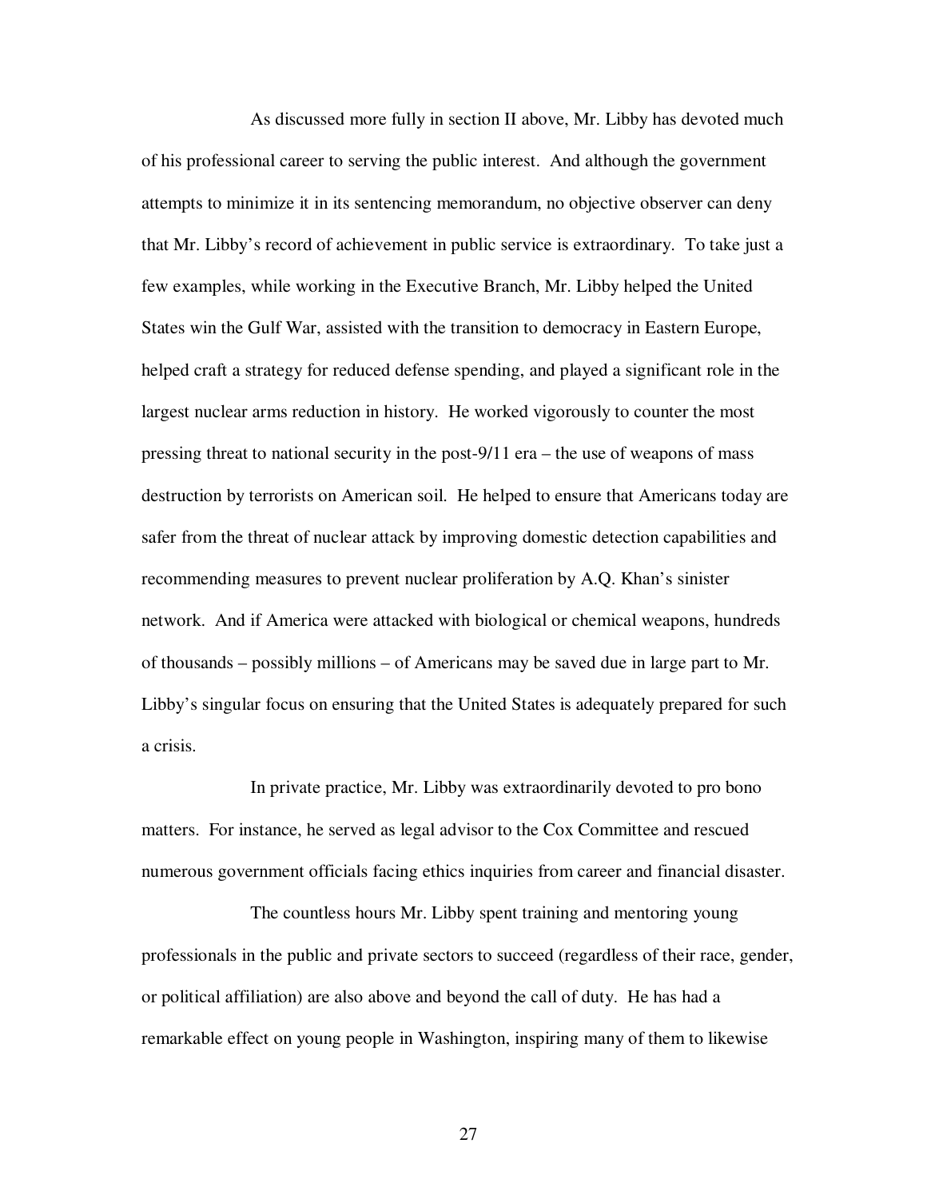As discussed more fully in section II above, Mr. Libby has devoted much of his professional career to serving the public interest. And although the government attempts to minimize it in its sentencing memorandum, no objective observer can deny that Mr. Libby's record of achievement in public service is extraordinary. To take just a few examples, while working in the Executive Branch, Mr. Libby helped the United States win the Gulf War, assisted with the transition to democracy in Eastern Europe, helped craft a strategy for reduced defense spending, and played a significant role in the largest nuclear arms reduction in history. He worked vigorously to counter the most pressing threat to national security in the post-9/11 era – the use of weapons of mass destruction by terrorists on American soil. He helped to ensure that Americans today are safer from the threat of nuclear attack by improving domestic detection capabilities and recommending measures to prevent nuclear proliferation by A.Q. Khan's sinister network. And if America were attacked with biological or chemical weapons, hundreds of thousands – possibly millions – of Americans may be saved due in large part to Mr. Libby's singular focus on ensuring that the United States is adequately prepared for such a crisis.

In private practice, Mr. Libby was extraordinarily devoted to pro bono matters. For instance, he served as legal advisor to the Cox Committee and rescued numerous government officials facing ethics inquiries from career and financial disaster.

The countless hours Mr. Libby spent training and mentoring young professionals in the public and private sectors to succeed (regardless of their race, gender, or political affiliation) are also above and beyond the call of duty. He has had a remarkable effect on young people in Washington, inspiring many of them to likewise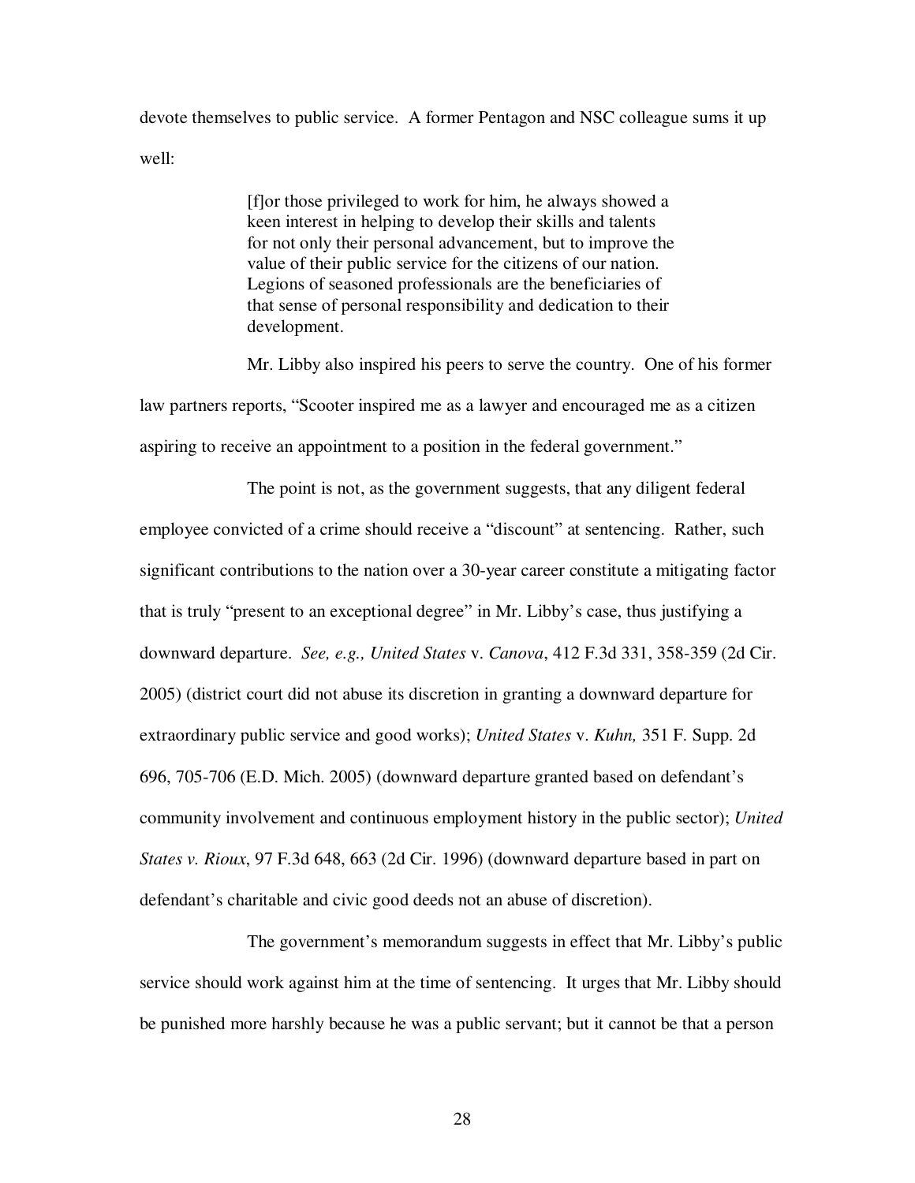devote themselves to public service. A former Pentagon and NSC colleague sums it up well:

> [f]or those privileged to work for him, he always showed a keen interest in helping to develop their skills and talents for not only their personal advancement, but to improve the value of their public service for the citizens of our nation. Legions of seasoned professionals are the beneficiaries of that sense of personal responsibility and dedication to their development.

Mr. Libby also inspired his peers to serve the country. One of his former law partners reports, "Scooter inspired me as a lawyer and encouraged me as a citizen aspiring to receive an appointment to a position in the federal government."

The point is not, as the government suggests, that any diligent federal employee convicted of a crime should receive a "discount" at sentencing. Rather, such significant contributions to the nation over a 30-year career constitute a mitigating factor that is truly "present to an exceptional degree" in Mr. Libby's case, thus justifying a downward departure. *See, e.g., United States* v. *Canova*, 412 F.3d 331, 358-359 (2d Cir. 2005) (district court did not abuse its discretion in granting a downward departure for extraordinary public service and good works); *United States* v. *Kuhn,* 351 F. Supp. 2d 696, 705-706 (E.D. Mich. 2005) (downward departure granted based on defendant's community involvement and continuous employment history in the public sector); *United States v. Rioux*, 97 F.3d 648, 663 (2d Cir. 1996) (downward departure based in part on defendant's charitable and civic good deeds not an abuse of discretion).

The government's memorandum suggests in effect that Mr. Libby's public service should work against him at the time of sentencing. It urges that Mr. Libby should be punished more harshly because he was a public servant; but it cannot be that a person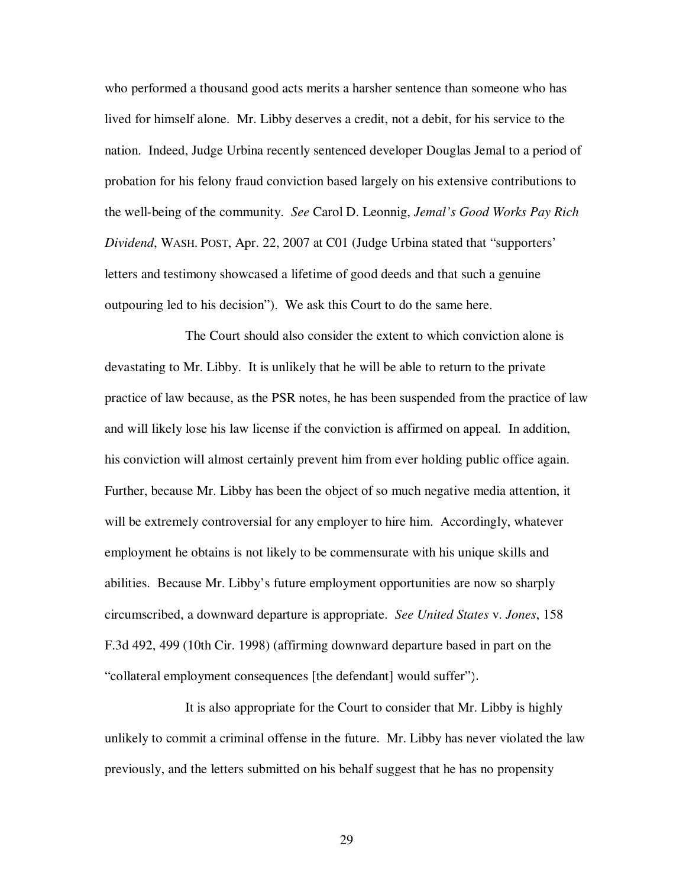who performed a thousand good acts merits a harsher sentence than someone who has lived for himself alone. Mr. Libby deserves a credit, not a debit, for his service to the nation. Indeed, Judge Urbina recently sentenced developer Douglas Jemal to a period of probation for his felony fraud conviction based largely on his extensive contributions to the well-being of the community. *See* Carol D. Leonnig, *Jemal's Good Works Pay Rich Dividend*, WASH. POST, Apr. 22, 2007 at C01 (Judge Urbina stated that "supporters' letters and testimony showcased a lifetime of good deeds and that such a genuine outpouring led to his decision"). We ask this Court to do the same here.

The Court should also consider the extent to which conviction alone is devastating to Mr. Libby. It is unlikely that he will be able to return to the private practice of law because, as the PSR notes, he has been suspended from the practice of law and will likely lose his law license if the conviction is affirmed on appeal. In addition, his conviction will almost certainly prevent him from ever holding public office again. Further, because Mr. Libby has been the object of so much negative media attention, it will be extremely controversial for any employer to hire him. Accordingly, whatever employment he obtains is not likely to be commensurate with his unique skills and abilities. Because Mr. Libby's future employment opportunities are now so sharply circumscribed, a downward departure is appropriate. *See United States* v. *Jones*, 158 F.3d 492, 499 (10th Cir. 1998) (affirming downward departure based in part on the "collateral employment consequences [the defendant] would suffer").

It is also appropriate for the Court to consider that Mr. Libby is highly unlikely to commit a criminal offense in the future. Mr. Libby has never violated the law previously, and the letters submitted on his behalf suggest that he has no propensity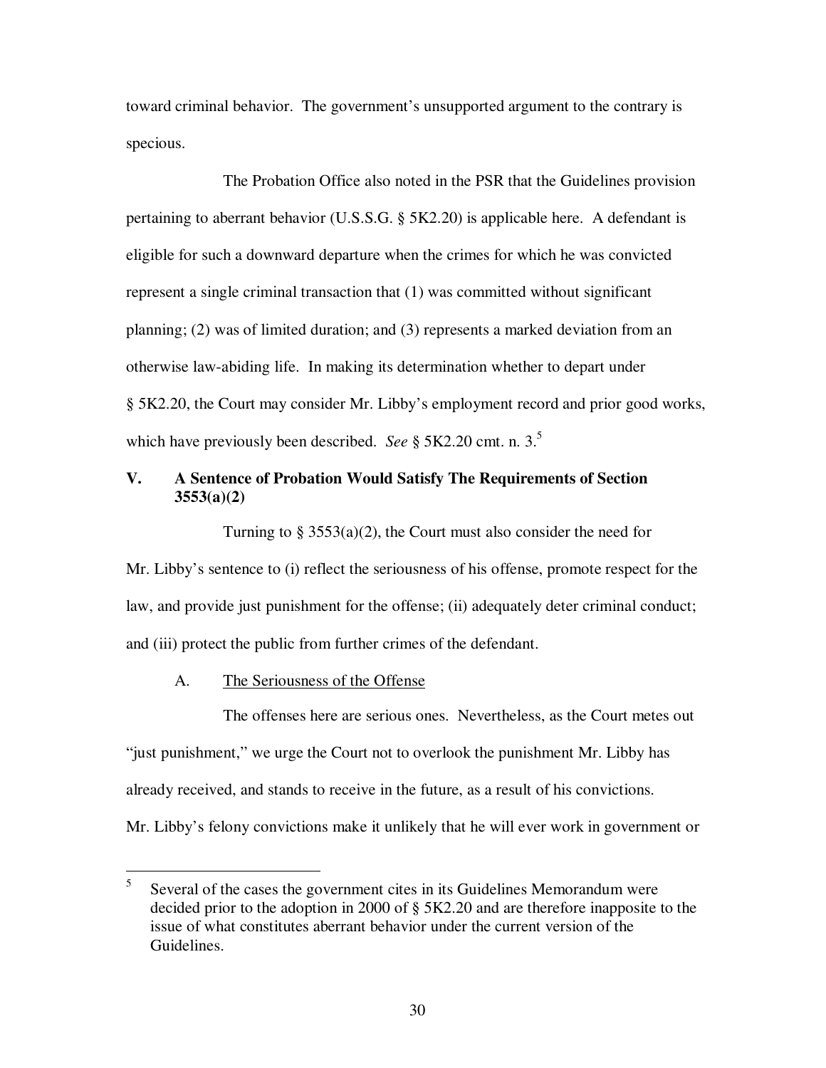toward criminal behavior. The government's unsupported argument to the contrary is specious.

The Probation Office also noted in the PSR that the Guidelines provision pertaining to aberrant behavior (U.S.S.G. § 5K2.20) is applicable here. A defendant is eligible for such a downward departure when the crimes for which he was convicted represent a single criminal transaction that (1) was committed without significant planning; (2) was of limited duration; and (3) represents a marked deviation from an otherwise law-abiding life. In making its determination whether to depart under § 5K2.20, the Court may consider Mr. Libby's employment record and prior good works, which have previously been described. *See* § 5K2.20 cmt. n. 3.[5]

## V. A Sentence of Probation Would Satisfy The Requirements of Section 3553(a)(2)

Turning to § 3553(a)(2), the Court must also consider the need for Mr. Libby's sentence to (i) reflect the seriousness of his offense, promote respect for the law, and provide just punishment for the offense; (ii) adequately deter criminal conduct; and (iii) protect the public from further crimes of the defendant.

### A. <u>The Seriousness of the Offense</u>

The offenses here are serious ones. Nevertheless, as the Court metes out "just punishment," we urge the Court not to overlook the punishment Mr. Libby has already received, and stands to receive in the future, as a result of his convictions. Mr. Libby's felony convictions make it unlikely that he will ever work in government or

---

[5] Several of the cases the government cites in its Guidelines Memorandum were decided prior to the adoption in 2000 of § 5K2.20 and are therefore inapposite to the issue of what constitutes aberrant behavior under the current version of the Guidelines.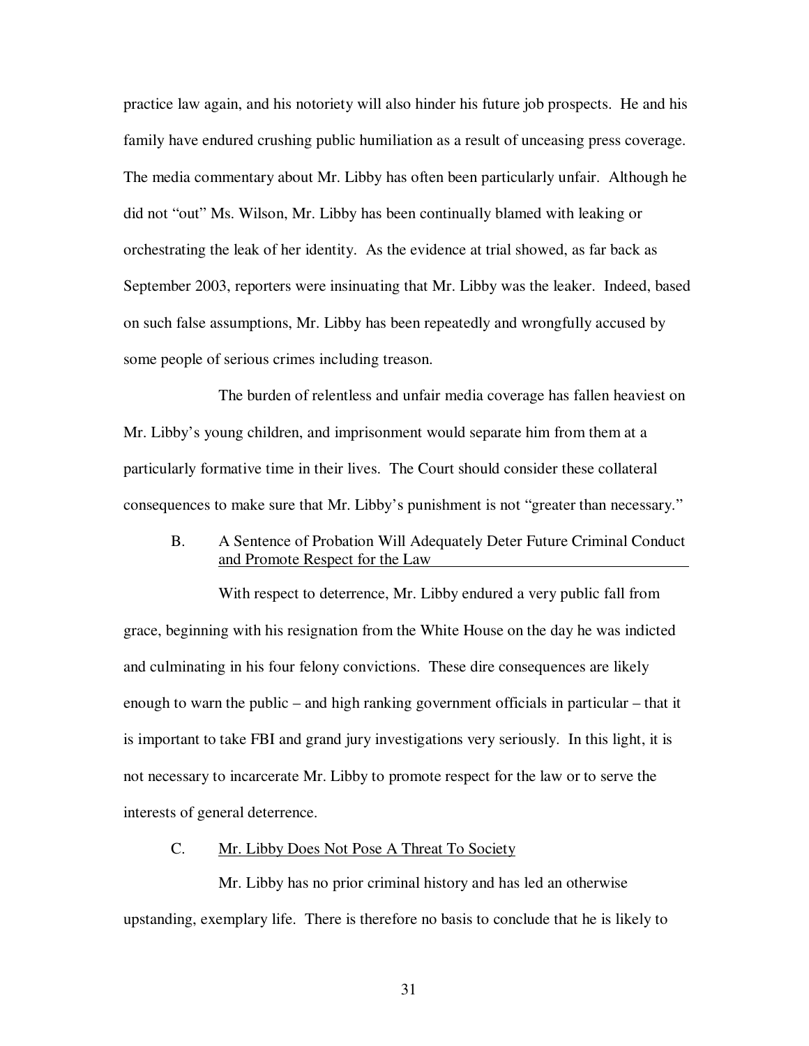practice law again, and his notoriety will also hinder his future job prospects. He and his family have endured crushing public humiliation as a result of unceasing press coverage. The media commentary about Mr. Libby has often been particularly unfair. Although he did not "out" Ms. Wilson, Mr. Libby has been continually blamed with leaking or orchestrating the leak of her identity. As the evidence at trial showed, as far back as September 2003, reporters were insinuating that Mr. Libby was the leaker. Indeed, based on such false assumptions, Mr. Libby has been repeatedly and wrongfully accused by some people of serious crimes including treason.

The burden of relentless and unfair media coverage has fallen heaviest on Mr. Libby's young children, and imprisonment would separate him from them at a particularly formative time in their lives. The Court should consider these collateral consequences to make sure that Mr. Libby's punishment is not "greater than necessary."

### B. A Sentence of Probation Will Adequately Deter Future Criminal Conduct and Promote Respect for the Law

With respect to deterrence, Mr. Libby endured a very public fall from grace, beginning with his resignation from the White House on the day he was indicted and culminating in his four felony convictions. These dire consequences are likely enough to warn the public – and high ranking government officials in particular – that it is important to take FBI and grand jury investigations very seriously. In this light, it is not necessary to incarcerate Mr. Libby to promote respect for the law or to serve the interests of general deterrence.

### C. Mr. Libby Does Not Pose A Threat To Society

Mr. Libby has no prior criminal history and has led an otherwise upstanding, exemplary life. There is therefore no basis to conclude that he is likely to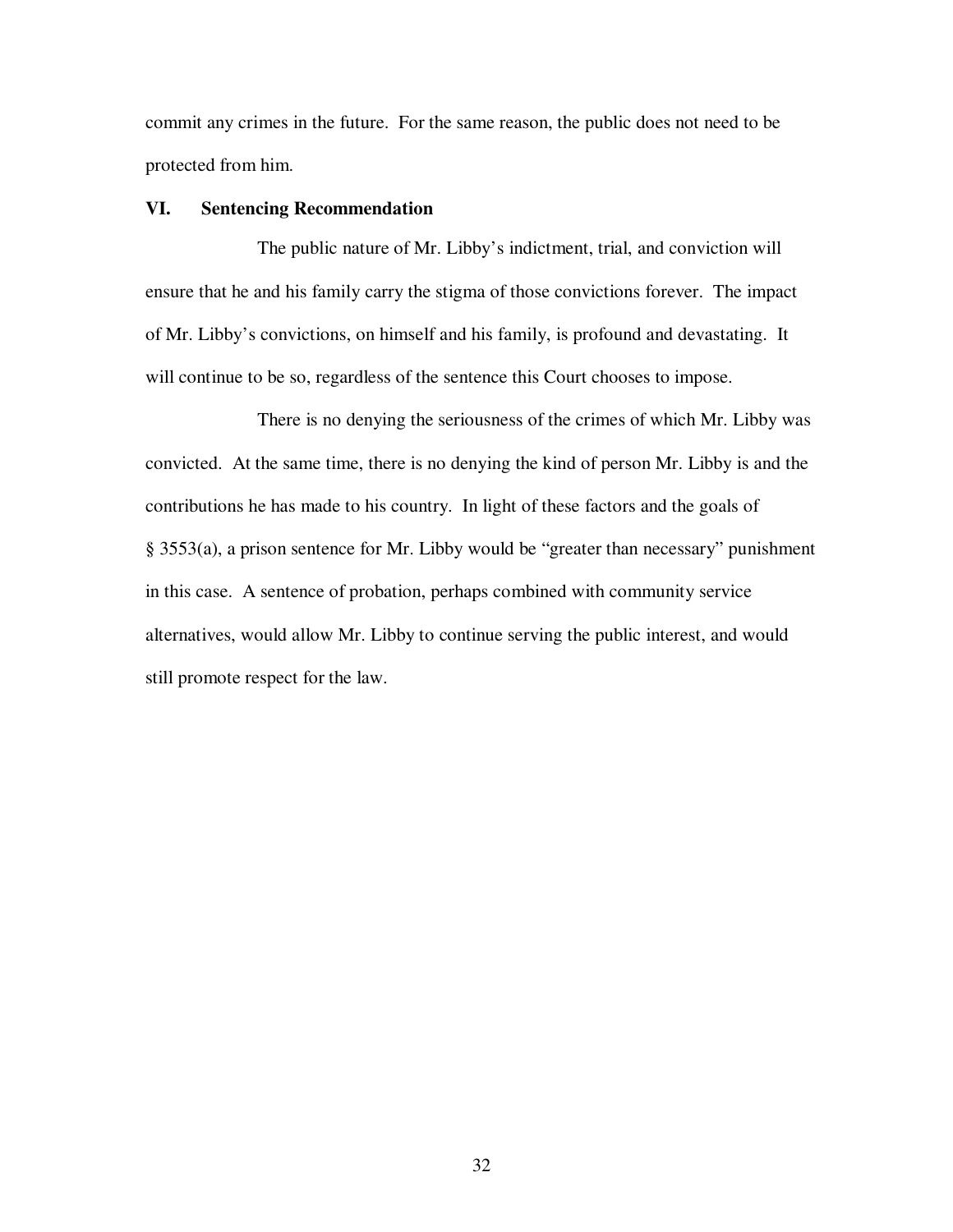commit any crimes in the future. For the same reason, the public does not need to be protected from him.

## VI. Sentencing Recommendation

The public nature of Mr. Libby's indictment, trial, and conviction will ensure that he and his family carry the stigma of those convictions forever. The impact of Mr. Libby's convictions, on himself and his family, is profound and devastating. It will continue to be so, regardless of the sentence this Court chooses to impose.

There is no denying the seriousness of the crimes of which Mr. Libby was convicted. At the same time, there is no denying the kind of person Mr. Libby is and the contributions he has made to his country. In light of these factors and the goals of § 3553(a), a prison sentence for Mr. Libby would be "greater than necessary" punishment in this case. A sentence of probation, perhaps combined with community service alternatives, would allow Mr. Libby to continue serving the public interest, and would still promote respect for the law.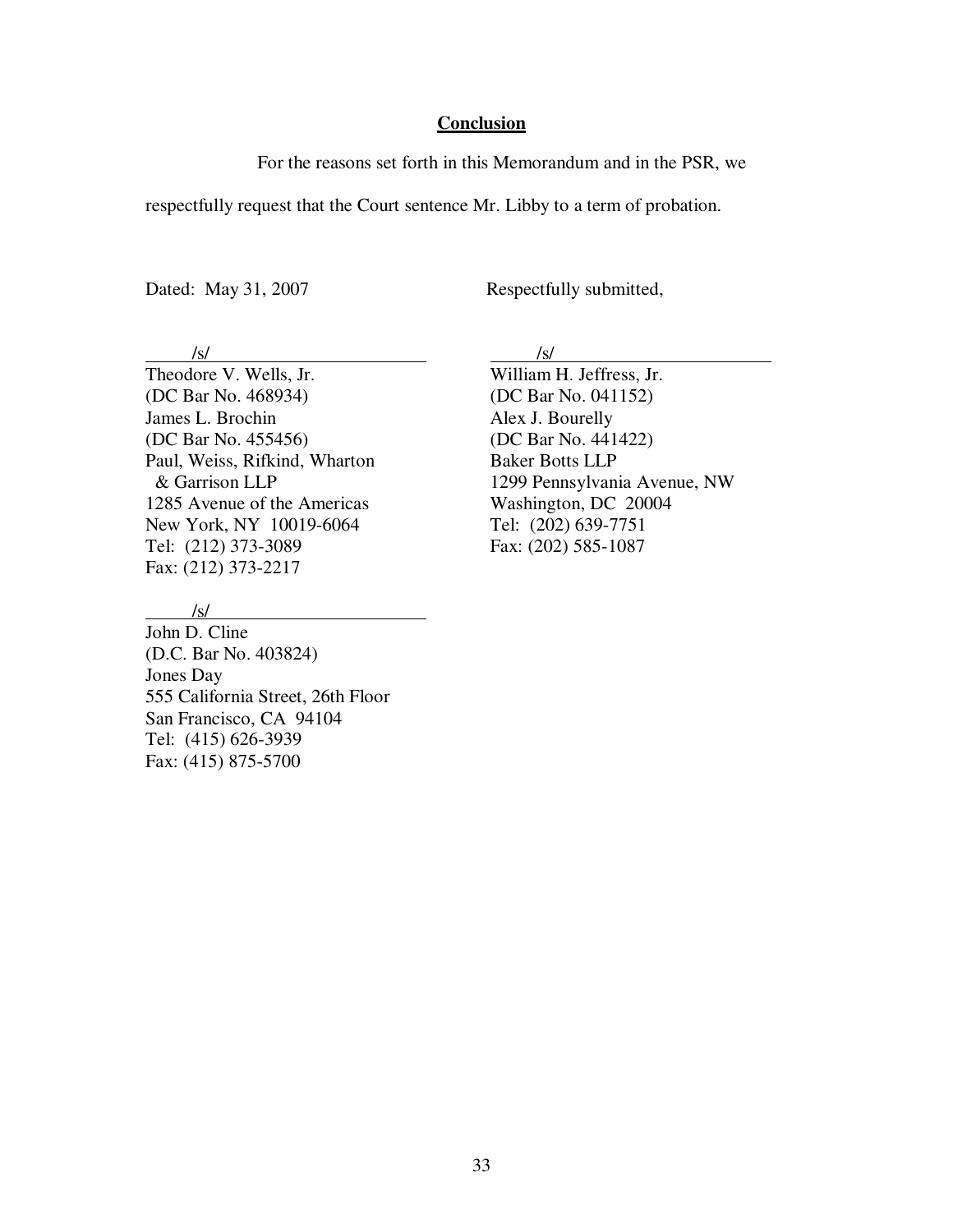## **Conclusion**

For the reasons set forth in this Memorandum and in the PSR, we respectfully request that the Court sentence Mr. Libby to a term of probation.

Dated: May 31, 2007

Respectfully submitted,

/s/
Theodore V. Wells, Jr.
(DC Bar No. 468934)
James L. Brochin
(DC Bar No. 455456)
Paul, Weiss, Rifkind, Wharton & Garrison LLP
1285 Avenue of the Americas
New York, NY 10019-6064
Tel: (212) 373-3089
Fax: (212) 373-2217

/s/
William H. Jeffress, Jr.
(DC Bar No. 041152)
Alex J. Bourelly
(DC Bar No. 441422)
Baker Botts LLP
1299 Pennsylvania Avenue, NW
Washington, DC 20004
Tel: (202) 639-7751
Fax: (202) 585-1087

/s/
John D. Cline
(D.C. Bar No. 403824)
Jones Day
555 California Street, 26th Floor
San Francisco, CA 94104
Tel: (415) 626-3939
Fax: (415) 875-5700